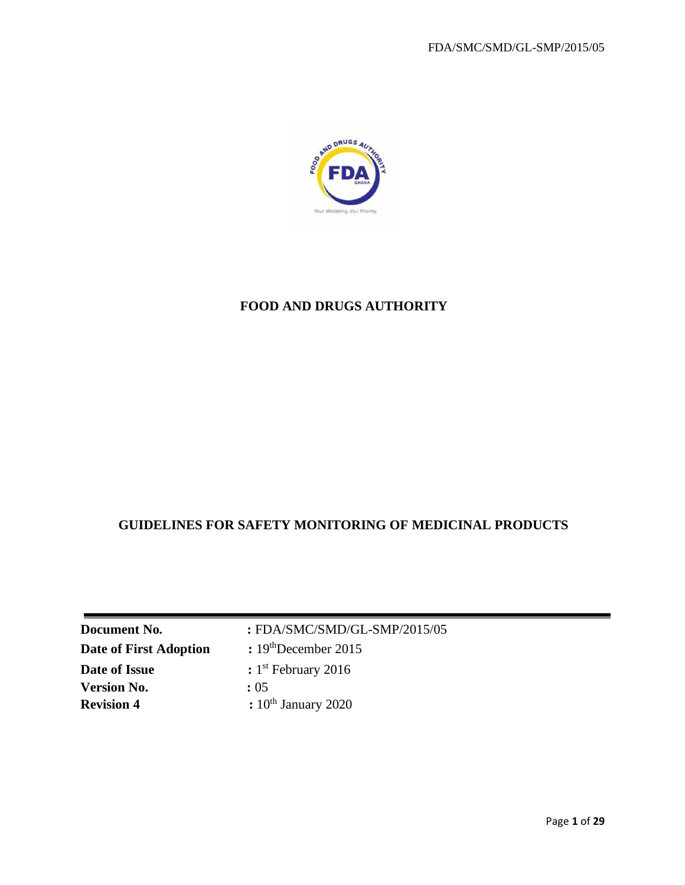# FOOD AND DRUGS AUTHORITY

## GUIDELINES FOR SAFETY MONITORING OF MEDICINAL PRODUCTS

| | |
|---|---|
| **Document No.** | **:** FDA/SMC/SMD/GL-SMP/2015/05 |
| **Date of First Adoption** | **:** 19th December 2015 |
| **Date of Issue** | **:** 1st February 2016 |
| **Version No.** | **:** 05 |
| **Revision 4** | **:** 10th January 2020 |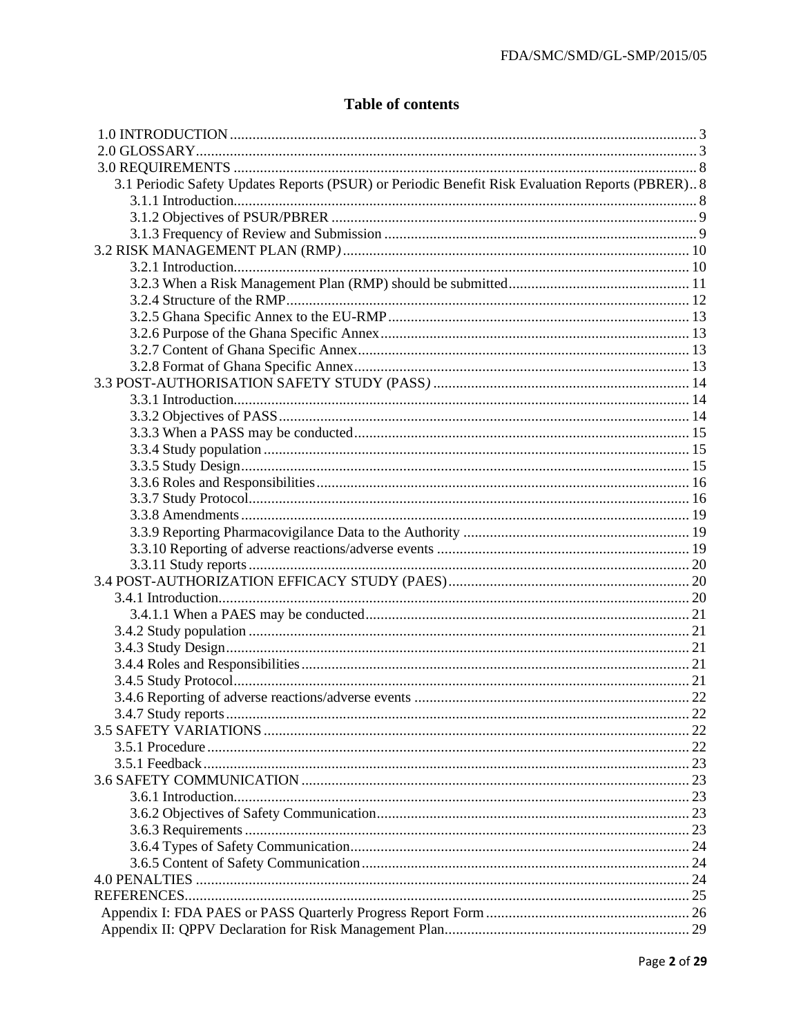## Table of contents

- 1.0 INTRODUCTION ... 3
- 2.0 GLOSSARY ... 3
- 3.0 REQUIREMENTS ... 8
  - 3.1 Periodic Safety Updates Reports (PSUR) or Periodic Benefit Risk Evaluation Reports (PBRER) .. 8
    - 3.1.1 Introduction ... 8
    - 3.1.2 Objectives of PSUR/PBRER ... 9
    - 3.1.3 Frequency of Review and Submission ... 9
- 3.2 RISK MANAGEMENT PLAN (RMP) ... 10
  - 3.2.1 Introduction ... 10
  - 3.2.3 When a Risk Management Plan (RMP) should be submitted ... 11
  - 3.2.4 Structure of the RMP ... 12
  - 3.2.5 Ghana Specific Annex to the EU-RMP ... 13
  - 3.2.6 Purpose of the Ghana Specific Annex ... 13
  - 3.2.7 Content of Ghana Specific Annex ... 13
  - 3.2.8 Format of Ghana Specific Annex ... 13
- 3.3 POST-AUTHORISATION SAFETY STUDY (PASS) ... 14
  - 3.3.1 Introduction ... 14
  - 3.3.2 Objectives of PASS ... 14
  - 3.3.3 When a PASS may be conducted ... 15
  - 3.3.4 Study population ... 15
  - 3.3.5 Study Design ... 15
  - 3.3.6 Roles and Responsibilities ... 16
  - 3.3.7 Study Protocol ... 16
  - 3.3.8 Amendments ... 19
  - 3.3.9 Reporting Pharmacovigilance Data to the Authority ... 19
  - 3.3.10 Reporting of adverse reactions/adverse events ... 19
  - 3.3.11 Study reports ... 20
- 3.4 POST-AUTHORIZATION EFFICACY STUDY (PAES) ... 20
  - 3.4.1 Introduction ... 20
    - 3.4.1.1 When a PAES may be conducted ... 21
  - 3.4.2 Study population ... 21
  - 3.4.3 Study Design ... 21
  - 3.4.4 Roles and Responsibilities ... 21
  - 3.4.5 Study Protocol ... 21
  - 3.4.6 Reporting of adverse reactions/adverse events ... 22
  - 3.4.7 Study reports ... 22
- 3.5 SAFETY VARIATIONS ... 22
  - 3.5.1 Procedure ... 22
  - 3.5.1 Feedback ... 23
- 3.6 SAFETY COMMUNICATION ... 23
  - 3.6.1 Introduction ... 23
  - 3.6.2 Objectives of Safety Communication ... 23
  - 3.6.3 Requirements ... 23
  - 3.6.4 Types of Safety Communication ... 24
  - 3.6.5 Content of Safety Communication ... 24
- 4.0 PENALTIES ... 24
- REFERENCES ... 25
  - Appendix I: FDA PAES or PASS Quarterly Progress Report Form ... 26
  - Appendix II: QPPV Declaration for Risk Management Plan ... 29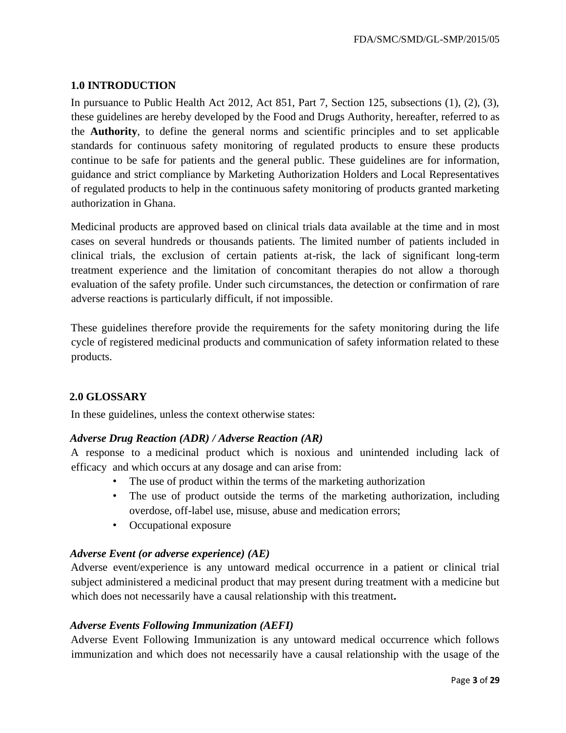## 1.0 INTRODUCTION

In pursuance to Public Health Act 2012, Act 851, Part 7, Section 125, subsections (1), (2), (3), these guidelines are hereby developed by the Food and Drugs Authority, hereafter, referred to as the **Authority**, to define the general norms and scientific principles and to set applicable standards for continuous safety monitoring of regulated products to ensure these products continue to be safe for patients and the general public. These guidelines are for information, guidance and strict compliance by Marketing Authorization Holders and Local Representatives of regulated products to help in the continuous safety monitoring of products granted marketing authorization in Ghana.

Medicinal products are approved based on clinical trials data available at the time and in most cases on several hundreds or thousands patients. The limited number of patients included in clinical trials, the exclusion of certain patients at-risk, the lack of significant long-term treatment experience and the limitation of concomitant therapies do not allow a thorough evaluation of the safety profile. Under such circumstances, the detection or confirmation of rare adverse reactions is particularly difficult, if not impossible.

These guidelines therefore provide the requirements for the safety monitoring during the life cycle of registered medicinal products and communication of safety information related to these products.

## 2.0 GLOSSARY

In these guidelines, unless the context otherwise states:

### *Adverse Drug Reaction (ADR) / Adverse Reaction (AR)*

A response to a medicinal product which is noxious and unintended including lack of efficacy and which occurs at any dosage and can arise from:

- The use of product within the terms of the marketing authorization
- The use of product outside the terms of the marketing authorization, including overdose, off-label use, misuse, abuse and medication errors;
- Occupational exposure

### *Adverse Event (or adverse experience) (AE)*

Adverse event/experience is any untoward medical occurrence in a patient or clinical trial subject administered a medicinal product that may present during treatment with a medicine but which does not necessarily have a causal relationship with this treatment**.**

### *Adverse Events Following Immunization (AEFI)*

Adverse Event Following Immunization is any untoward medical occurrence which follows immunization and which does not necessarily have a causal relationship with the usage of the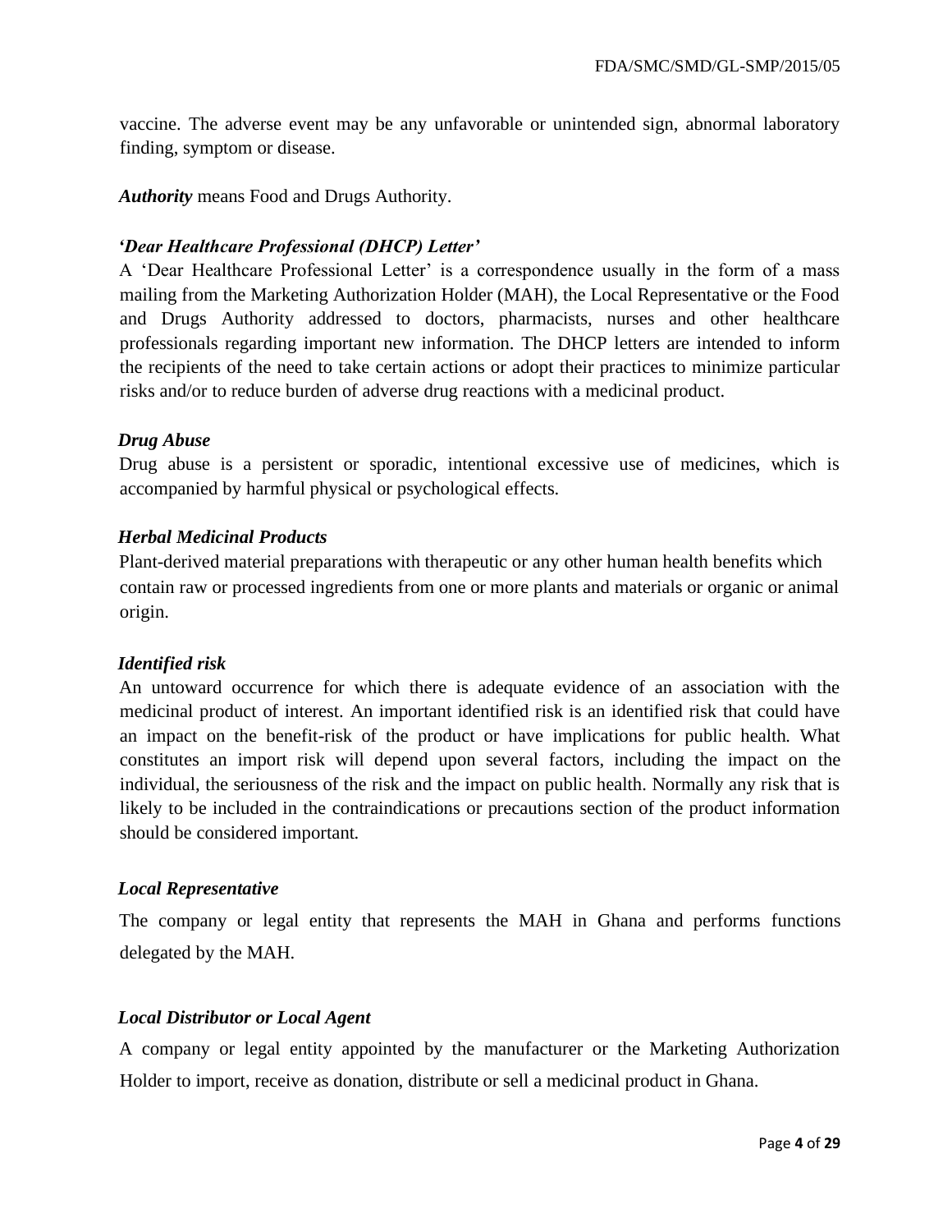vaccine. The adverse event may be any unfavorable or unintended sign, abnormal laboratory finding, symptom or disease.

***Authority*** means Food and Drugs Authority.

***'Dear Healthcare Professional (DHCP) Letter'***

A 'Dear Healthcare Professional Letter' is a correspondence usually in the form of a mass mailing from the Marketing Authorization Holder (MAH), the Local Representative or the Food and Drugs Authority addressed to doctors, pharmacists, nurses and other healthcare professionals regarding important new information. The DHCP letters are intended to inform the recipients of the need to take certain actions or adopt their practices to minimize particular risks and/or to reduce burden of adverse drug reactions with a medicinal product.

***Drug Abuse***

Drug abuse is a persistent or sporadic, intentional excessive use of medicines, which is accompanied by harmful physical or psychological effects.

***Herbal Medicinal Products***

Plant-derived material preparations with therapeutic or any other human health benefits which contain raw or processed ingredients from one or more plants and materials or organic or animal origin.

***Identified risk***

An untoward occurrence for which there is adequate evidence of an association with the medicinal product of interest. An important identified risk is an identified risk that could have an impact on the benefit-risk of the product or have implications for public health. What constitutes an import risk will depend upon several factors, including the impact on the individual, the seriousness of the risk and the impact on public health. Normally any risk that is likely to be included in the contraindications or precautions section of the product information should be considered important.

***Local Representative***

The company or legal entity that represents the MAH in Ghana and performs functions delegated by the MAH.

***Local Distributor or Local Agent***

A company or legal entity appointed by the manufacturer or the Marketing Authorization Holder to import, receive as donation, distribute or sell a medicinal product in Ghana.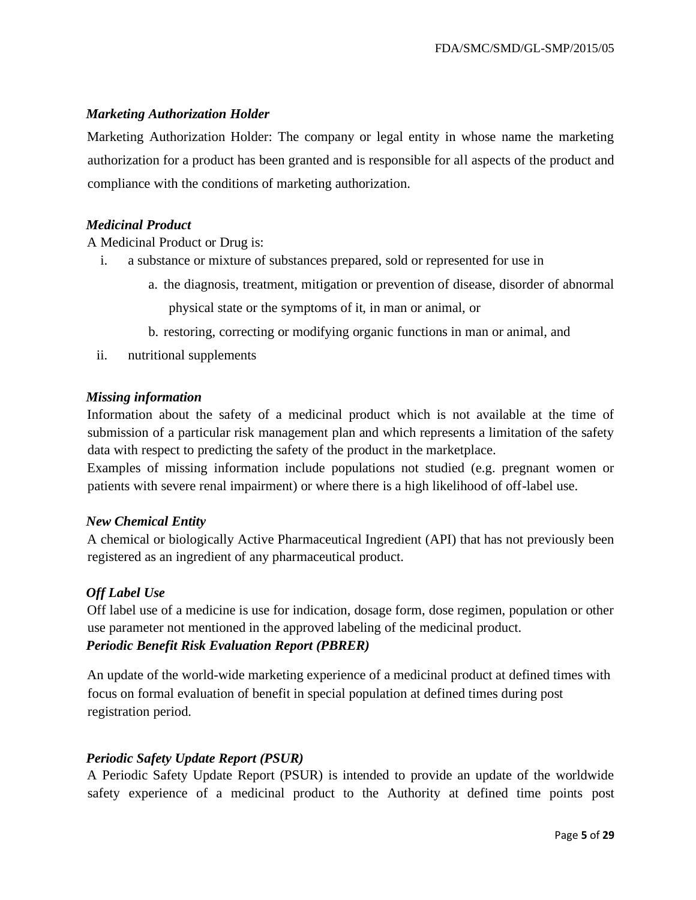***Marketing Authorization Holder***

Marketing Authorization Holder: The company or legal entity in whose name the marketing authorization for a product has been granted and is responsible for all aspects of the product and compliance with the conditions of marketing authorization.

***Medicinal Product***

A Medicinal Product or Drug is:

i. a substance or mixture of substances prepared, sold or represented for use in
   a. the diagnosis, treatment, mitigation or prevention of disease, disorder of abnormal physical state or the symptoms of it, in man or animal, or
   b. restoring, correcting or modifying organic functions in man or animal, and
ii. nutritional supplements

***Missing information***

Information about the safety of a medicinal product which is not available at the time of submission of a particular risk management plan and which represents a limitation of the safety data with respect to predicting the safety of the product in the marketplace.

Examples of missing information include populations not studied (e.g. pregnant women or patients with severe renal impairment) or where there is a high likelihood of off-label use.

***New Chemical Entity***

A chemical or biologically Active Pharmaceutical Ingredient (API) that has not previously been registered as an ingredient of any pharmaceutical product.

***Off Label Use***

Off label use of a medicine is use for indication, dosage form, dose regimen, population or other use parameter not mentioned in the approved labeling of the medicinal product.

***Periodic Benefit Risk Evaluation Report (PBRER)***

An update of the world-wide marketing experience of a medicinal product at defined times with focus on formal evaluation of benefit in special population at defined times during post registration period.

***Periodic Safety Update Report (PSUR)***

A Periodic Safety Update Report (PSUR) is intended to provide an update of the worldwide safety experience of a medicinal product to the Authority at defined time points post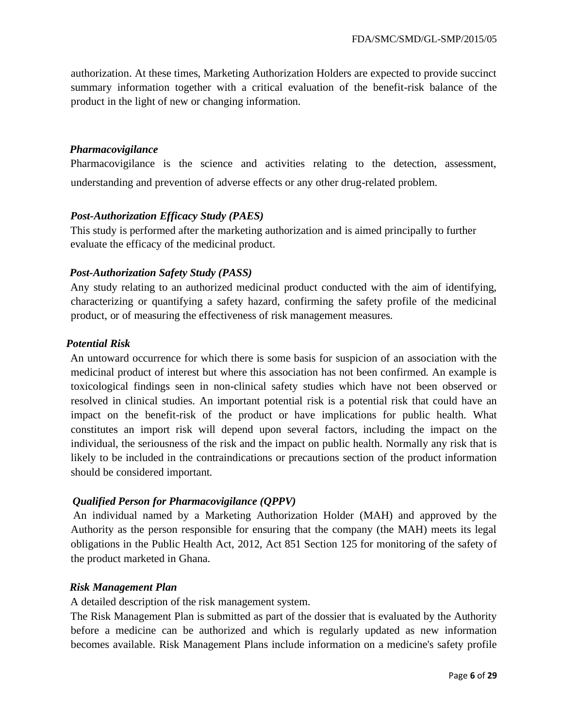authorization. At these times, Marketing Authorization Holders are expected to provide succinct summary information together with a critical evaluation of the benefit-risk balance of the product in the light of new or changing information.

***Pharmacovigilance***

Pharmacovigilance is the science and activities relating to the detection, assessment, understanding and prevention of adverse effects or any other drug-related problem.

***Post-Authorization Efficacy Study (PAES)***

This study is performed after the marketing authorization and is aimed principally to further evaluate the efficacy of the medicinal product.

***Post-Authorization Safety Study (PASS)***

Any study relating to an authorized medicinal product conducted with the aim of identifying, characterizing or quantifying a safety hazard, confirming the safety profile of the medicinal product, or of measuring the effectiveness of risk management measures.

***Potential Risk***

An untoward occurrence for which there is some basis for suspicion of an association with the medicinal product of interest but where this association has not been confirmed. An example is toxicological findings seen in non-clinical safety studies which have not been observed or resolved in clinical studies. An important potential risk is a potential risk that could have an impact on the benefit-risk of the product or have implications for public health. What constitutes an import risk will depend upon several factors, including the impact on the individual, the seriousness of the risk and the impact on public health. Normally any risk that is likely to be included in the contraindications or precautions section of the product information should be considered important.

***Qualified Person for Pharmacovigilance (QPPV)***

An individual named by a Marketing Authorization Holder (MAH) and approved by the Authority as the person responsible for ensuring that the company (the MAH) meets its legal obligations in the Public Health Act, 2012, Act 851 Section 125 for monitoring of the safety of the product marketed in Ghana.

***Risk Management Plan***

A detailed description of the risk management system.

The Risk Management Plan is submitted as part of the dossier that is evaluated by the Authority before a medicine can be authorized and which is regularly updated as new information becomes available. Risk Management Plans include information on a medicine's safety profile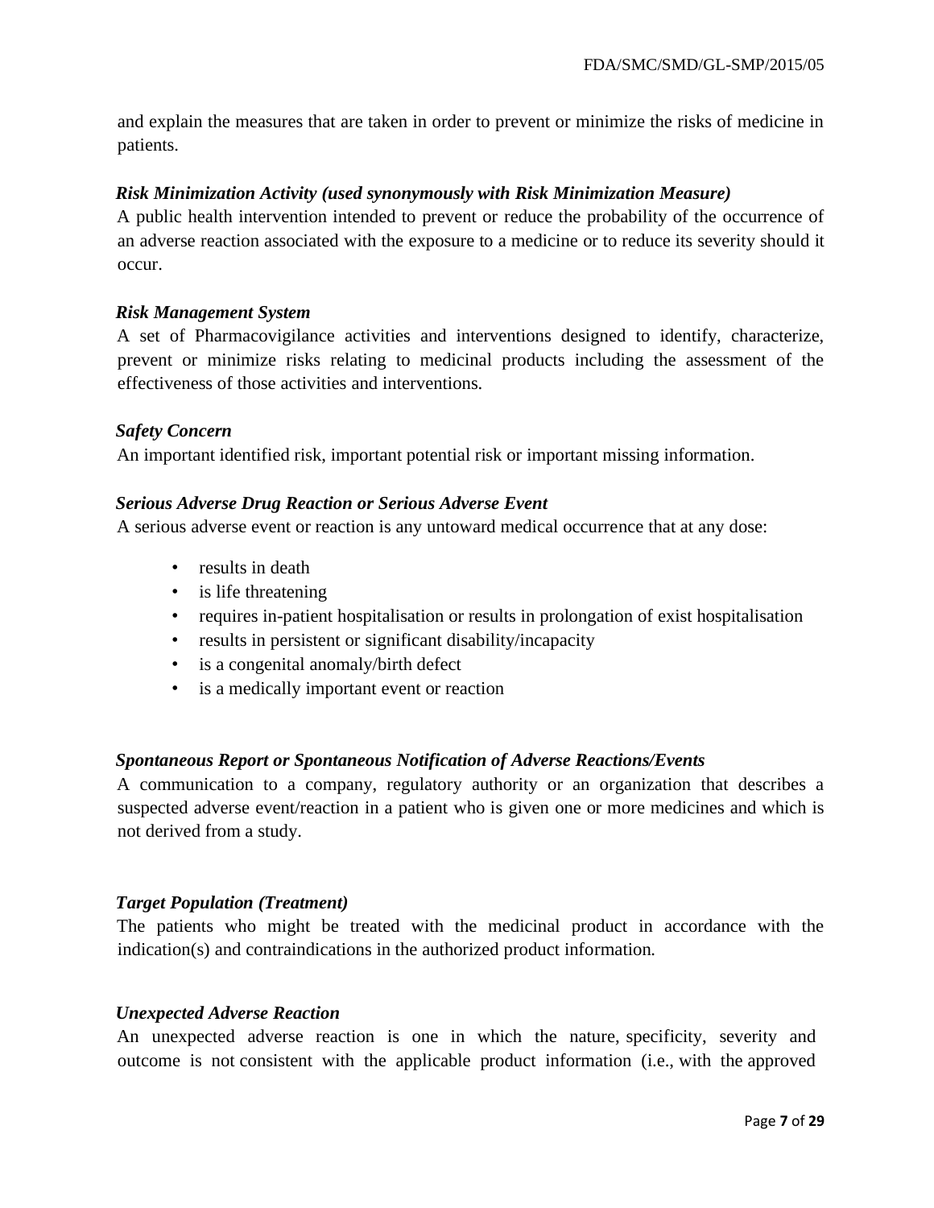and explain the measures that are taken in order to prevent or minimize the risks of medicine in patients.

***Risk Minimization Activity (used synonymously with Risk Minimization Measure)***

A public health intervention intended to prevent or reduce the probability of the occurrence of an adverse reaction associated with the exposure to a medicine or to reduce its severity should it occur.

***Risk Management System***

A set of Pharmacovigilance activities and interventions designed to identify, characterize, prevent or minimize risks relating to medicinal products including the assessment of the effectiveness of those activities and interventions.

***Safety Concern***

An important identified risk, important potential risk or important missing information.

***Serious Adverse Drug Reaction or Serious Adverse Event***

A serious adverse event or reaction is any untoward medical occurrence that at any dose:

- results in death
- is life threatening
- requires in-patient hospitalisation or results in prolongation of exist hospitalisation
- results in persistent or significant disability/incapacity
- is a congenital anomaly/birth defect
- is a medically important event or reaction

***Spontaneous Report or Spontaneous Notification of Adverse Reactions/Events***

A communication to a company, regulatory authority or an organization that describes a suspected adverse event/reaction in a patient who is given one or more medicines and which is not derived from a study.

***Target Population (Treatment)***

The patients who might be treated with the medicinal product in accordance with the indication(s) and contraindications in the authorized product information.

***Unexpected Adverse Reaction***

An unexpected adverse reaction is one in which the nature, specificity, severity and outcome is not consistent with the applicable product information (i.e., with the approved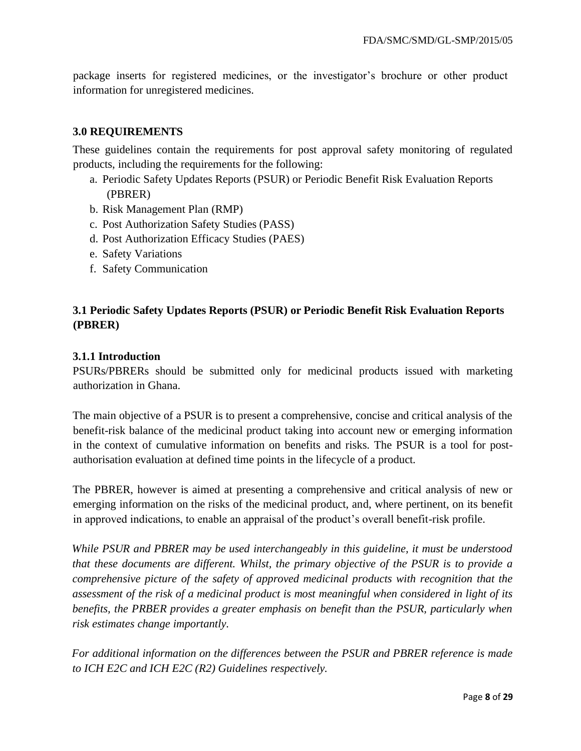package inserts for registered medicines, or the investigator's brochure or other product information for unregistered medicines.

## 3.0 REQUIREMENTS

These guidelines contain the requirements for post approval safety monitoring of regulated products, including the requirements for the following:

a. Periodic Safety Updates Reports (PSUR) or Periodic Benefit Risk Evaluation Reports (PBRER)
b. Risk Management Plan (RMP)
c. Post Authorization Safety Studies (PASS)
d. Post Authorization Efficacy Studies (PAES)
e. Safety Variations
f. Safety Communication

### 3.1 Periodic Safety Updates Reports (PSUR) or Periodic Benefit Risk Evaluation Reports (PBRER)

#### 3.1.1 Introduction

PSURs/PBRERs should be submitted only for medicinal products issued with marketing authorization in Ghana.

The main objective of a PSUR is to present a comprehensive, concise and critical analysis of the benefit-risk balance of the medicinal product taking into account new or emerging information in the context of cumulative information on benefits and risks. The PSUR is a tool for post-authorisation evaluation at defined time points in the lifecycle of a product.

The PBRER, however is aimed at presenting a comprehensive and critical analysis of new or emerging information on the risks of the medicinal product, and, where pertinent, on its benefit in approved indications, to enable an appraisal of the product's overall benefit-risk profile.

*While PSUR and PBRER may be used interchangeably in this guideline, it must be understood that these documents are different. Whilst, the primary objective of the PSUR is to provide a comprehensive picture of the safety of approved medicinal products with recognition that the assessment of the risk of a medicinal product is most meaningful when considered in light of its benefits, the PRBER provides a greater emphasis on benefit than the PSUR, particularly when risk estimates change importantly.*

*For additional information on the differences between the PSUR and PBRER reference is made to ICH E2C and ICH E2C (R2) Guidelines respectively.*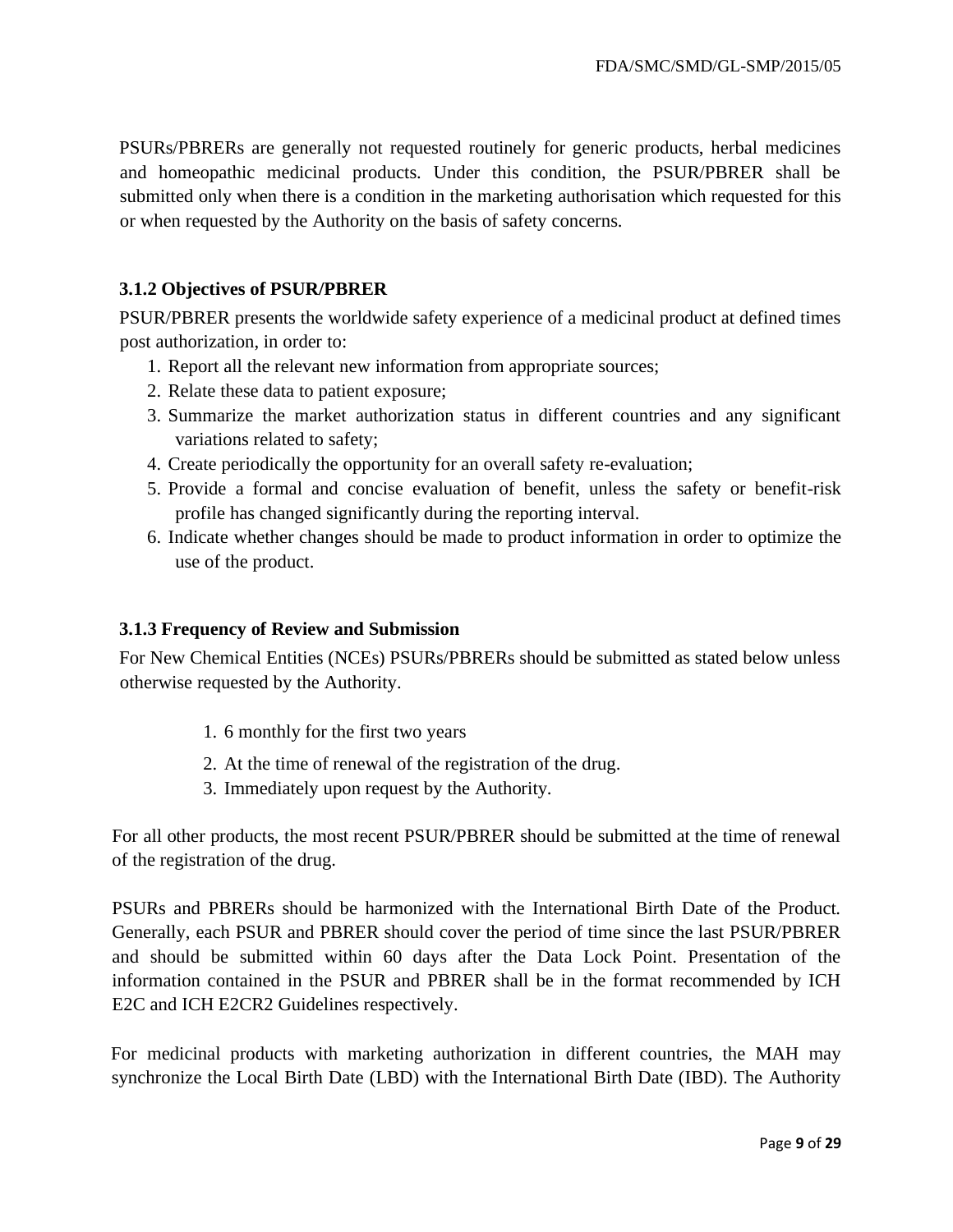PSURs/PBRERs are generally not requested routinely for generic products, herbal medicines and homeopathic medicinal products. Under this condition, the PSUR/PBRER shall be submitted only when there is a condition in the marketing authorisation which requested for this or when requested by the Authority on the basis of safety concerns.

### 3.1.2 Objectives of PSUR/PBRER

PSUR/PBRER presents the worldwide safety experience of a medicinal product at defined times post authorization, in order to:

1. Report all the relevant new information from appropriate sources;
2. Relate these data to patient exposure;
3. Summarize the market authorization status in different countries and any significant variations related to safety;
4. Create periodically the opportunity for an overall safety re-evaluation;
5. Provide a formal and concise evaluation of benefit, unless the safety or benefit-risk profile has changed significantly during the reporting interval.
6. Indicate whether changes should be made to product information in order to optimize the use of the product.

### 3.1.3 Frequency of Review and Submission

For New Chemical Entities (NCEs) PSURs/PBRERs should be submitted as stated below unless otherwise requested by the Authority.

1. 6 monthly for the first two years
2. At the time of renewal of the registration of the drug.
3. Immediately upon request by the Authority.

For all other products, the most recent PSUR/PBRER should be submitted at the time of renewal of the registration of the drug.

PSURs and PBRERs should be harmonized with the International Birth Date of the Product. Generally, each PSUR and PBRER should cover the period of time since the last PSUR/PBRER and should be submitted within 60 days after the Data Lock Point. Presentation of the information contained in the PSUR and PBRER shall be in the format recommended by ICH E2C and ICH E2CR2 Guidelines respectively.

For medicinal products with marketing authorization in different countries, the MAH may synchronize the Local Birth Date (LBD) with the International Birth Date (IBD). The Authority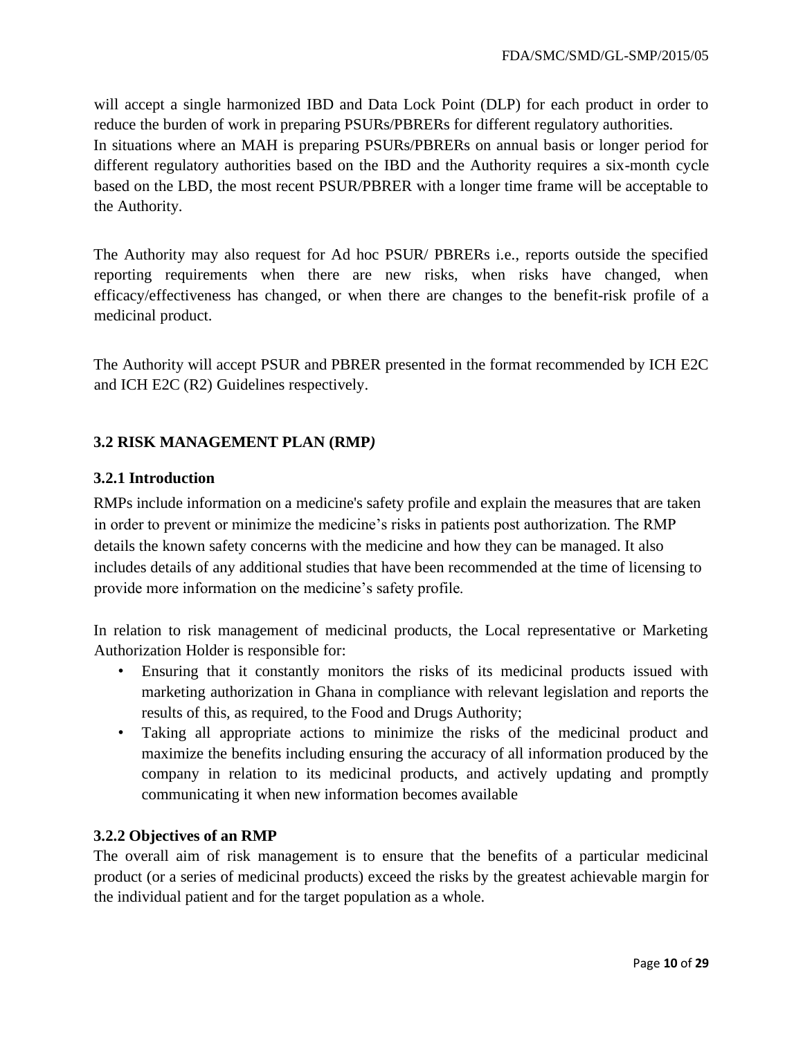will accept a single harmonized IBD and Data Lock Point (DLP) for each product in order to reduce the burden of work in preparing PSURs/PBRERs for different regulatory authorities.
In situations where an MAH is preparing PSURs/PBRERs on annual basis or longer period for different regulatory authorities based on the IBD and the Authority requires a six-month cycle based on the LBD, the most recent PSUR/PBRER with a longer time frame will be acceptable to the Authority.

The Authority may also request for Ad hoc PSUR/ PBRERs i.e., reports outside the specified reporting requirements when there are new risks, when risks have changed, when efficacy/effectiveness has changed, or when there are changes to the benefit-risk profile of a medicinal product.

The Authority will accept PSUR and PBRER presented in the format recommended by ICH E2C and ICH E2C (R2) Guidelines respectively.

## 3.2 RISK MANAGEMENT PLAN (RMP)

### 3.2.1 Introduction

RMPs include information on a medicine's safety profile and explain the measures that are taken in order to prevent or minimize the medicine's risks in patients post authorization. The RMP details the known safety concerns with the medicine and how they can be managed. It also includes details of any additional studies that have been recommended at the time of licensing to provide more information on the medicine's safety profile.

In relation to risk management of medicinal products, the Local representative or Marketing Authorization Holder is responsible for:

- Ensuring that it constantly monitors the risks of its medicinal products issued with marketing authorization in Ghana in compliance with relevant legislation and reports the results of this, as required, to the Food and Drugs Authority;
- Taking all appropriate actions to minimize the risks of the medicinal product and maximize the benefits including ensuring the accuracy of all information produced by the company in relation to its medicinal products, and actively updating and promptly communicating it when new information becomes available

### 3.2.2 Objectives of an RMP

The overall aim of risk management is to ensure that the benefits of a particular medicinal product (or a series of medicinal products) exceed the risks by the greatest achievable margin for the individual patient and for the target population as a whole.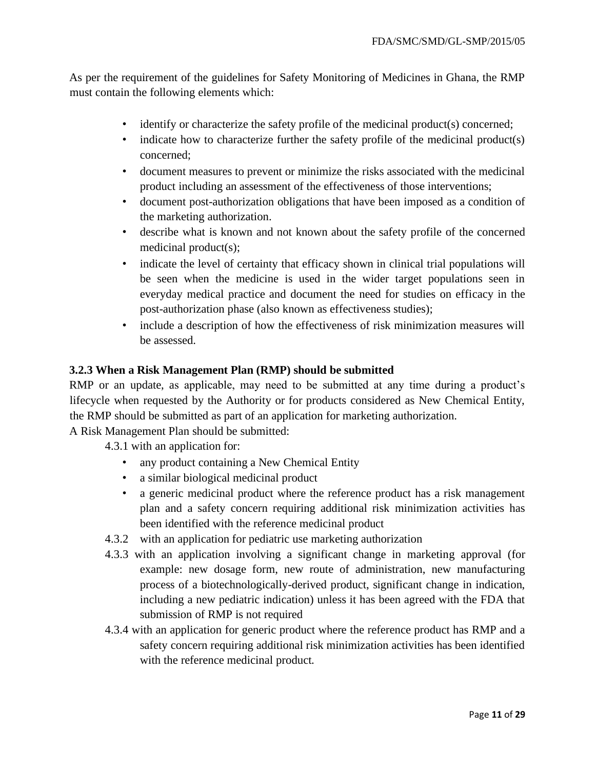As per the requirement of the guidelines for Safety Monitoring of Medicines in Ghana, the RMP must contain the following elements which:

- identify or characterize the safety profile of the medicinal product(s) concerned;
- indicate how to characterize further the safety profile of the medicinal product(s) concerned;
- document measures to prevent or minimize the risks associated with the medicinal product including an assessment of the effectiveness of those interventions;
- document post-authorization obligations that have been imposed as a condition of the marketing authorization.
- describe what is known and not known about the safety profile of the concerned medicinal product(s);
- indicate the level of certainty that efficacy shown in clinical trial populations will be seen when the medicine is used in the wider target populations seen in everyday medical practice and document the need for studies on efficacy in the post-authorization phase (also known as effectiveness studies);
- include a description of how the effectiveness of risk minimization measures will be assessed.

### 3.2.3 When a Risk Management Plan (RMP) should be submitted

RMP or an update, as applicable, may need to be submitted at any time during a product's lifecycle when requested by the Authority or for products considered as New Chemical Entity, the RMP should be submitted as part of an application for marketing authorization.

A Risk Management Plan should be submitted:

4.3.1 with an application for:

- any product containing a New Chemical Entity
- a similar biological medicinal product
- a generic medicinal product where the reference product has a risk management plan and a safety concern requiring additional risk minimization activities has been identified with the reference medicinal product

4.3.2 with an application for pediatric use marketing authorization

4.3.3 with an application involving a significant change in marketing approval (for example: new dosage form, new route of administration, new manufacturing process of a biotechnologically-derived product, significant change in indication, including a new pediatric indication) unless it has been agreed with the FDA that submission of RMP is not required

4.3.4 with an application for generic product where the reference product has RMP and a safety concern requiring additional risk minimization activities has been identified with the reference medicinal product.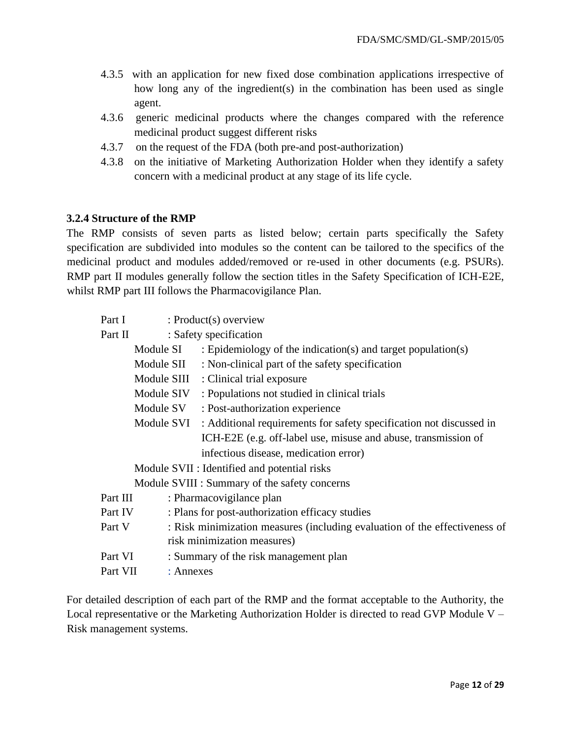4.3.5 with an application for new fixed dose combination applications irrespective of how long any of the ingredient(s) in the combination has been used as single agent.

4.3.6 generic medicinal products where the changes compared with the reference medicinal product suggest different risks

4.3.7 on the request of the FDA (both pre-and post-authorization)

4.3.8 on the initiative of Marketing Authorization Holder when they identify a safety concern with a medicinal product at any stage of its life cycle.

### 3.2.4 Structure of the RMP

The RMP consists of seven parts as listed below; certain parts specifically the Safety specification are subdivided into modules so the content can be tailored to the specifics of the medicinal product and modules added/removed or re-used in other documents (e.g. PSURs). RMP part II modules generally follow the section titles in the Safety Specification of ICH-E2E, whilst RMP part III follows the Pharmacovigilance Plan.

- Part I : Product(s) overview
- Part II : Safety specification
  - Module SI : Epidemiology of the indication(s) and target population(s)
  - Module SII : Non-clinical part of the safety specification
  - Module SIII : Clinical trial exposure
  - Module SIV : Populations not studied in clinical trials
  - Module SV : Post-authorization experience
  - Module SVI : Additional requirements for safety specification not discussed in ICH-E2E (e.g. off-label use, misuse and abuse, transmission of infectious disease, medication error)
  - Module SVII : Identified and potential risks
  - Module SVIII : Summary of the safety concerns
- Part III : Pharmacovigilance plan
- Part IV : Plans for post-authorization efficacy studies
- Part V : Risk minimization measures (including evaluation of the effectiveness of risk minimization measures)
- Part VI : Summary of the risk management plan
- Part VII : Annexes

For detailed description of each part of the RMP and the format acceptable to the Authority, the Local representative or the Marketing Authorization Holder is directed to read GVP Module V – Risk management systems.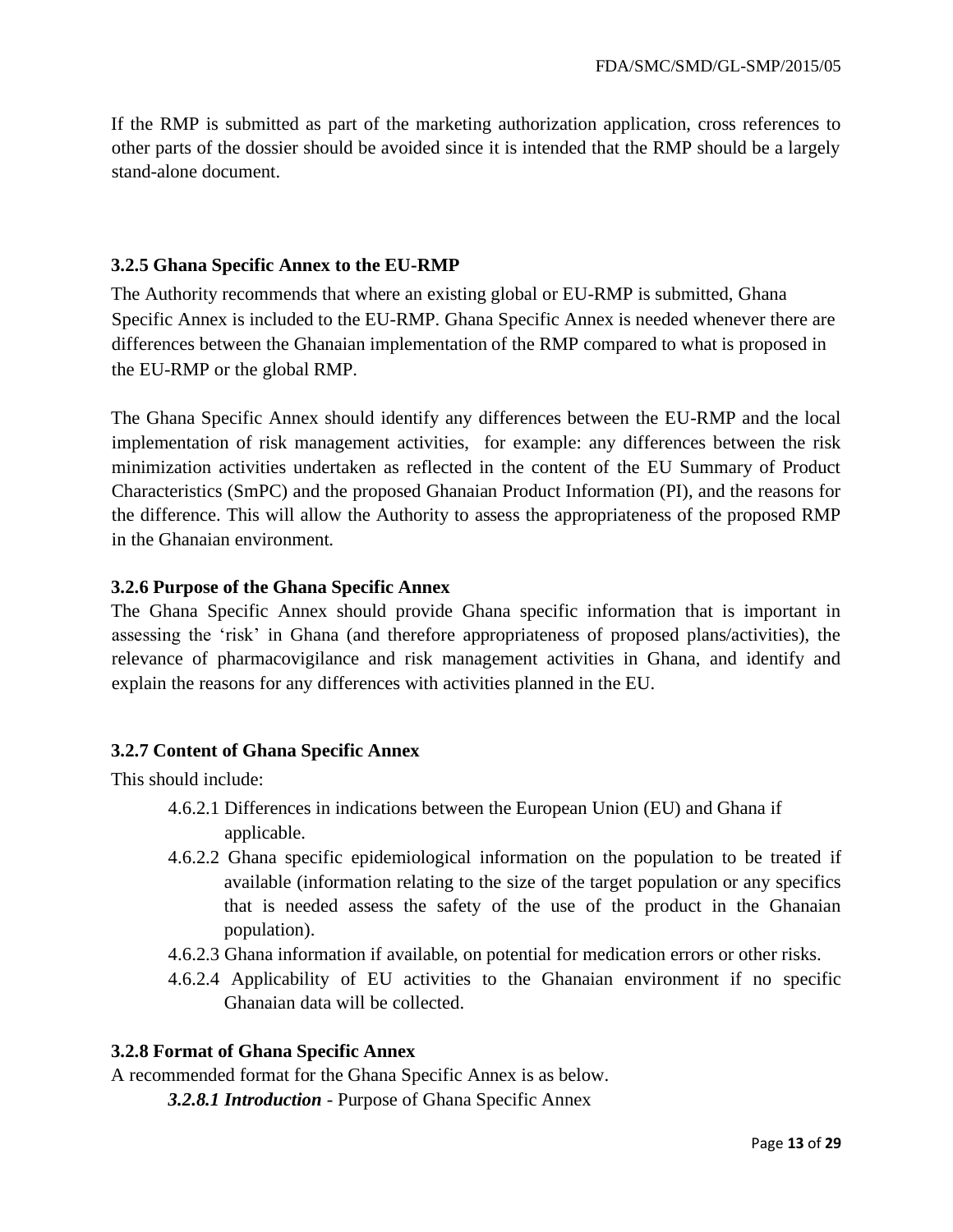If the RMP is submitted as part of the marketing authorization application, cross references to other parts of the dossier should be avoided since it is intended that the RMP should be a largely stand-alone document.

### 3.2.5 Ghana Specific Annex to the EU-RMP

The Authority recommends that where an existing global or EU-RMP is submitted, Ghana Specific Annex is included to the EU-RMP. Ghana Specific Annex is needed whenever there are differences between the Ghanaian implementation of the RMP compared to what is proposed in the EU-RMP or the global RMP.

The Ghana Specific Annex should identify any differences between the EU-RMP and the local implementation of risk management activities, for example: any differences between the risk minimization activities undertaken as reflected in the content of the EU Summary of Product Characteristics (SmPC) and the proposed Ghanaian Product Information (PI), and the reasons for the difference. This will allow the Authority to assess the appropriateness of the proposed RMP in the Ghanaian environment.

### 3.2.6 Purpose of the Ghana Specific Annex

The Ghana Specific Annex should provide Ghana specific information that is important in assessing the 'risk' in Ghana (and therefore appropriateness of proposed plans/activities), the relevance of pharmacovigilance and risk management activities in Ghana, and identify and explain the reasons for any differences with activities planned in the EU.

### 3.2.7 Content of Ghana Specific Annex

This should include:

- 4.6.2.1 Differences in indications between the European Union (EU) and Ghana if applicable.
- 4.6.2.2 Ghana specific epidemiological information on the population to be treated if available (information relating to the size of the target population or any specifics that is needed assess the safety of the use of the product in the Ghanaian population).
- 4.6.2.3 Ghana information if available, on potential for medication errors or other risks.
- 4.6.2.4 Applicability of EU activities to the Ghanaian environment if no specific Ghanaian data will be collected.

### 3.2.8 Format of Ghana Specific Annex

A recommended format for the Ghana Specific Annex is as below.

***3.2.8.1 Introduction*** - Purpose of Ghana Specific Annex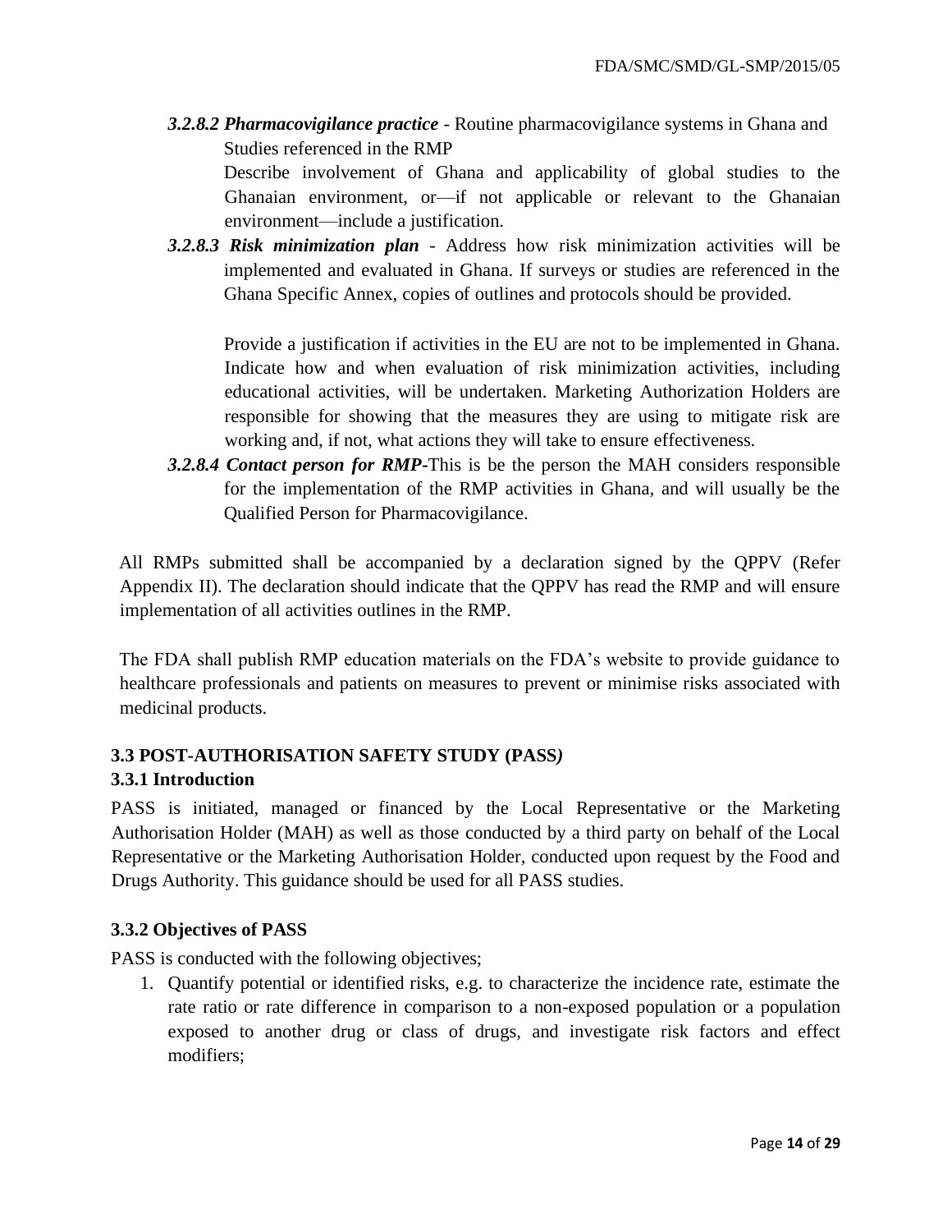***3.2.8.2 Pharmacovigilance practice*** - Routine pharmacovigilance systems in Ghana and Studies referenced in the RMP

Describe involvement of Ghana and applicability of global studies to the Ghanaian environment, or—if not applicable or relevant to the Ghanaian environment—include a justification.

***3.2.8.3 Risk minimization plan*** - Address how risk minimization activities will be implemented and evaluated in Ghana. If surveys or studies are referenced in the Ghana Specific Annex, copies of outlines and protocols should be provided.

Provide a justification if activities in the EU are not to be implemented in Ghana. Indicate how and when evaluation of risk minimization activities, including educational activities, will be undertaken. Marketing Authorization Holders are responsible for showing that the measures they are using to mitigate risk are working and, if not, what actions they will take to ensure effectiveness.

***3.2.8.4 Contact person for RMP***-This is be the person the MAH considers responsible for the implementation of the RMP activities in Ghana, and will usually be the Qualified Person for Pharmacovigilance.

All RMPs submitted shall be accompanied by a declaration signed by the QPPV (Refer Appendix II). The declaration should indicate that the QPPV has read the RMP and will ensure implementation of all activities outlines in the RMP.

The FDA shall publish RMP education materials on the FDA's website to provide guidance to healthcare professionals and patients on measures to prevent or minimise risks associated with medicinal products.

## 3.3 POST-AUTHORISATION SAFETY STUDY (PASS*)*

### 3.3.1 Introduction

PASS is initiated, managed or financed by the Local Representative or the Marketing Authorisation Holder (MAH) as well as those conducted by a third party on behalf of the Local Representative or the Marketing Authorisation Holder, conducted upon request by the Food and Drugs Authority. This guidance should be used for all PASS studies.

### 3.3.2 Objectives of PASS

PASS is conducted with the following objectives;

1. Quantify potential or identified risks, e.g. to characterize the incidence rate, estimate the rate ratio or rate difference in comparison to a non-exposed population or a population exposed to another drug or class of drugs, and investigate risk factors and effect modifiers;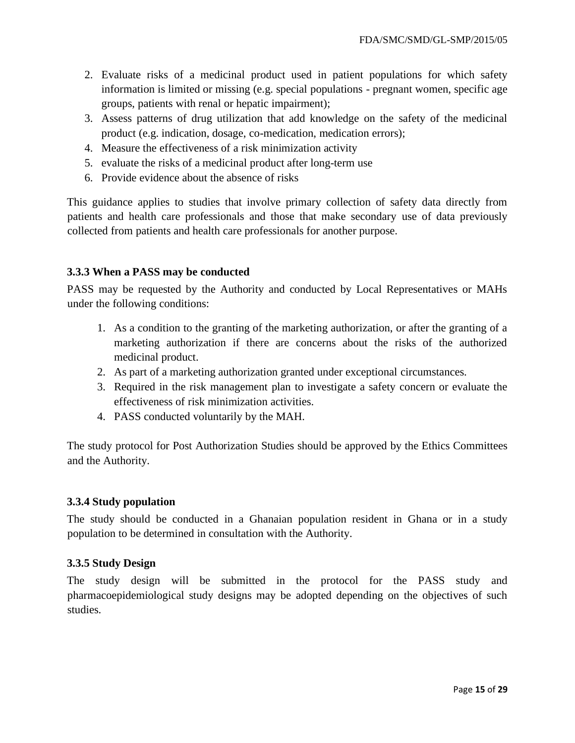2. Evaluate risks of a medicinal product used in patient populations for which safety information is limited or missing (e.g. special populations - pregnant women, specific age groups, patients with renal or hepatic impairment);
3. Assess patterns of drug utilization that add knowledge on the safety of the medicinal product (e.g. indication, dosage, co-medication, medication errors);
4. Measure the effectiveness of a risk minimization activity
5. evaluate the risks of a medicinal product after long-term use
6. Provide evidence about the absence of risks

This guidance applies to studies that involve primary collection of safety data directly from patients and health care professionals and those that make secondary use of data previously collected from patients and health care professionals for another purpose.

### 3.3.3 When a PASS may be conducted

PASS may be requested by the Authority and conducted by Local Representatives or MAHs under the following conditions:

1. As a condition to the granting of the marketing authorization, or after the granting of a marketing authorization if there are concerns about the risks of the authorized medicinal product.
2. As part of a marketing authorization granted under exceptional circumstances.
3. Required in the risk management plan to investigate a safety concern or evaluate the effectiveness of risk minimization activities.
4. PASS conducted voluntarily by the MAH.

The study protocol for Post Authorization Studies should be approved by the Ethics Committees and the Authority.

### 3.3.4 Study population

The study should be conducted in a Ghanaian population resident in Ghana or in a study population to be determined in consultation with the Authority.

### 3.3.5 Study Design

The study design will be submitted in the protocol for the PASS study and pharmacoepidemiological study designs may be adopted depending on the objectives of such studies.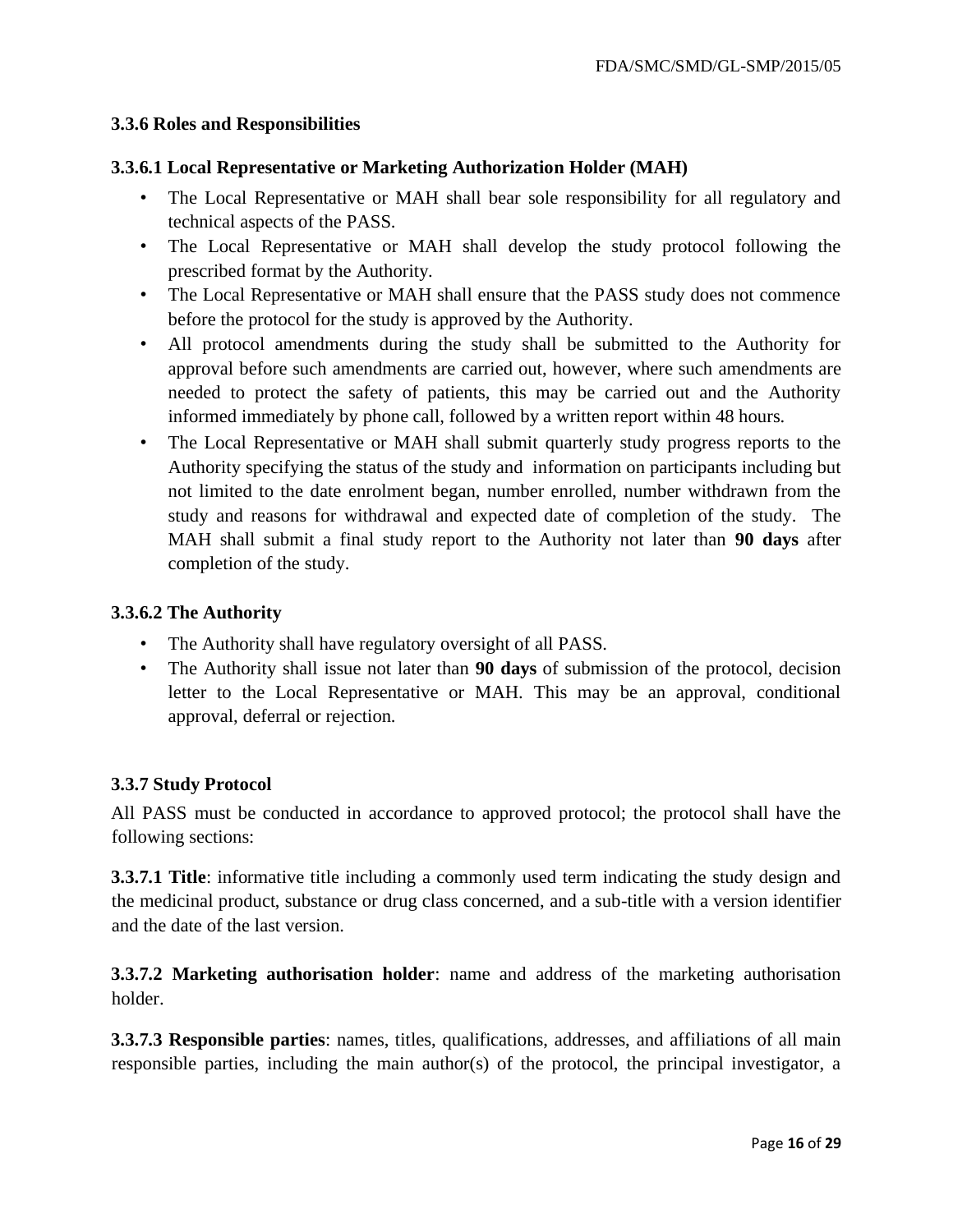### 3.3.6 Roles and Responsibilities

#### 3.3.6.1 Local Representative or Marketing Authorization Holder (MAH)

- The Local Representative or MAH shall bear sole responsibility for all regulatory and technical aspects of the PASS.
- The Local Representative or MAH shall develop the study protocol following the prescribed format by the Authority.
- The Local Representative or MAH shall ensure that the PASS study does not commence before the protocol for the study is approved by the Authority.
- All protocol amendments during the study shall be submitted to the Authority for approval before such amendments are carried out, however, where such amendments are needed to protect the safety of patients, this may be carried out and the Authority informed immediately by phone call, followed by a written report within 48 hours.
- The Local Representative or MAH shall submit quarterly study progress reports to the Authority specifying the status of the study and information on participants including but not limited to the date enrolment began, number enrolled, number withdrawn from the study and reasons for withdrawal and expected date of completion of the study. The MAH shall submit a final study report to the Authority not later than **90 days** after completion of the study.

#### 3.3.6.2 The Authority

- The Authority shall have regulatory oversight of all PASS.
- The Authority shall issue not later than **90 days** of submission of the protocol, decision letter to the Local Representative or MAH. This may be an approval, conditional approval, deferral or rejection.

### 3.3.7 Study Protocol

All PASS must be conducted in accordance to approved protocol; the protocol shall have the following sections:

**3.3.7.1 Title**: informative title including a commonly used term indicating the study design and the medicinal product, substance or drug class concerned, and a sub-title with a version identifier and the date of the last version.

**3.3.7.2 Marketing authorisation holder**: name and address of the marketing authorisation holder.

**3.3.7.3 Responsible parties**: names, titles, qualifications, addresses, and affiliations of all main responsible parties, including the main author(s) of the protocol, the principal investigator, a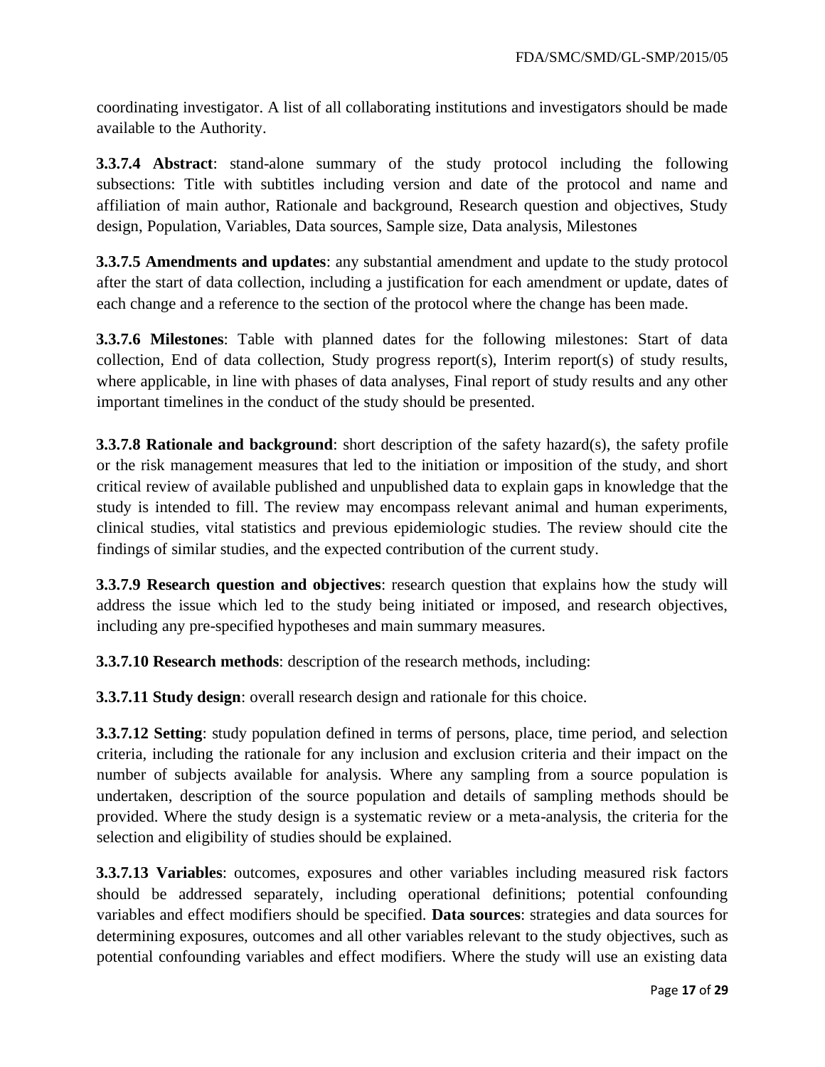coordinating investigator. A list of all collaborating institutions and investigators should be made available to the Authority.

**3.3.7.4 Abstract**: stand-alone summary of the study protocol including the following subsections: Title with subtitles including version and date of the protocol and name and affiliation of main author, Rationale and background, Research question and objectives, Study design, Population, Variables, Data sources, Sample size, Data analysis, Milestones

**3.3.7.5 Amendments and updates**: any substantial amendment and update to the study protocol after the start of data collection, including a justification for each amendment or update, dates of each change and a reference to the section of the protocol where the change has been made.

**3.3.7.6 Milestones**: Table with planned dates for the following milestones: Start of data collection, End of data collection, Study progress report(s), Interim report(s) of study results, where applicable, in line with phases of data analyses, Final report of study results and any other important timelines in the conduct of the study should be presented.

**3.3.7.8 Rationale and background**: short description of the safety hazard(s), the safety profile or the risk management measures that led to the initiation or imposition of the study, and short critical review of available published and unpublished data to explain gaps in knowledge that the study is intended to fill. The review may encompass relevant animal and human experiments, clinical studies, vital statistics and previous epidemiologic studies. The review should cite the findings of similar studies, and the expected contribution of the current study.

**3.3.7.9 Research question and objectives**: research question that explains how the study will address the issue which led to the study being initiated or imposed, and research objectives, including any pre-specified hypotheses and main summary measures.

**3.3.7.10 Research methods**: description of the research methods, including:

**3.3.7.11 Study design**: overall research design and rationale for this choice.

**3.3.7.12 Setting**: study population defined in terms of persons, place, time period, and selection criteria, including the rationale for any inclusion and exclusion criteria and their impact on the number of subjects available for analysis. Where any sampling from a source population is undertaken, description of the source population and details of sampling methods should be provided. Where the study design is a systematic review or a meta-analysis, the criteria for the selection and eligibility of studies should be explained.

**3.3.7.13 Variables**: outcomes, exposures and other variables including measured risk factors should be addressed separately, including operational definitions; potential confounding variables and effect modifiers should be specified. **Data sources**: strategies and data sources for determining exposures, outcomes and all other variables relevant to the study objectives, such as potential confounding variables and effect modifiers. Where the study will use an existing data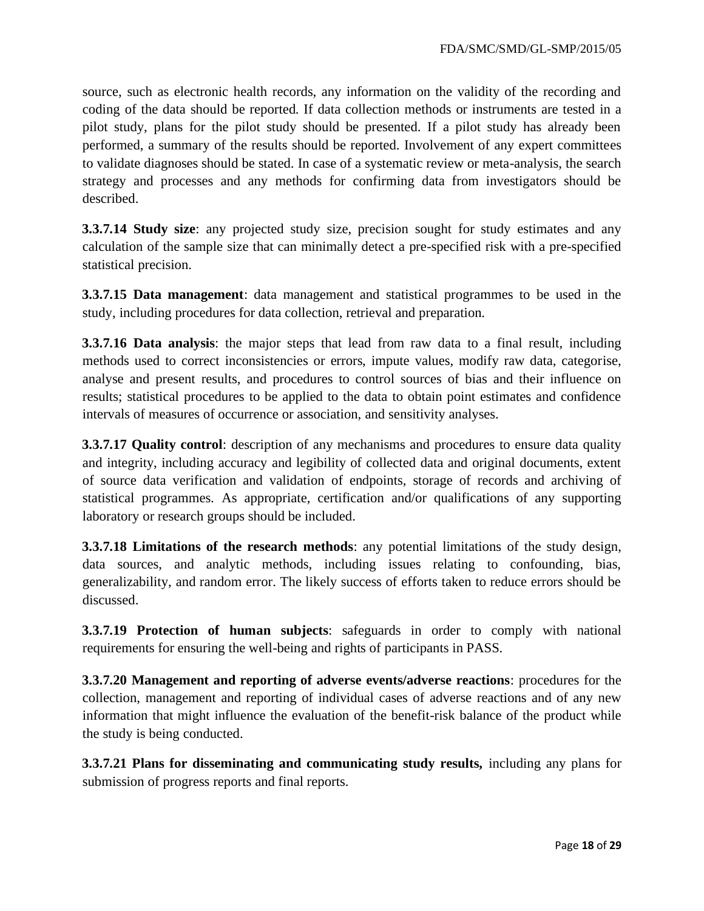source, such as electronic health records, any information on the validity of the recording and coding of the data should be reported. If data collection methods or instruments are tested in a pilot study, plans for the pilot study should be presented. If a pilot study has already been performed, a summary of the results should be reported. Involvement of any expert committees to validate diagnoses should be stated. In case of a systematic review or meta-analysis, the search strategy and processes and any methods for confirming data from investigators should be described.

**3.3.7.14 Study size**: any projected study size, precision sought for study estimates and any calculation of the sample size that can minimally detect a pre-specified risk with a pre-specified statistical precision.

**3.3.7.15 Data management**: data management and statistical programmes to be used in the study, including procedures for data collection, retrieval and preparation.

**3.3.7.16 Data analysis**: the major steps that lead from raw data to a final result, including methods used to correct inconsistencies or errors, impute values, modify raw data, categorise, analyse and present results, and procedures to control sources of bias and their influence on results; statistical procedures to be applied to the data to obtain point estimates and confidence intervals of measures of occurrence or association, and sensitivity analyses.

**3.3.7.17 Quality control**: description of any mechanisms and procedures to ensure data quality and integrity, including accuracy and legibility of collected data and original documents, extent of source data verification and validation of endpoints, storage of records and archiving of statistical programmes. As appropriate, certification and/or qualifications of any supporting laboratory or research groups should be included.

**3.3.7.18 Limitations of the research methods**: any potential limitations of the study design, data sources, and analytic methods, including issues relating to confounding, bias, generalizability, and random error. The likely success of efforts taken to reduce errors should be discussed.

**3.3.7.19 Protection of human subjects**: safeguards in order to comply with national requirements for ensuring the well-being and rights of participants in PASS.

**3.3.7.20 Management and reporting of adverse events/adverse reactions**: procedures for the collection, management and reporting of individual cases of adverse reactions and of any new information that might influence the evaluation of the benefit-risk balance of the product while the study is being conducted.

**3.3.7.21 Plans for disseminating and communicating study results,** including any plans for submission of progress reports and final reports.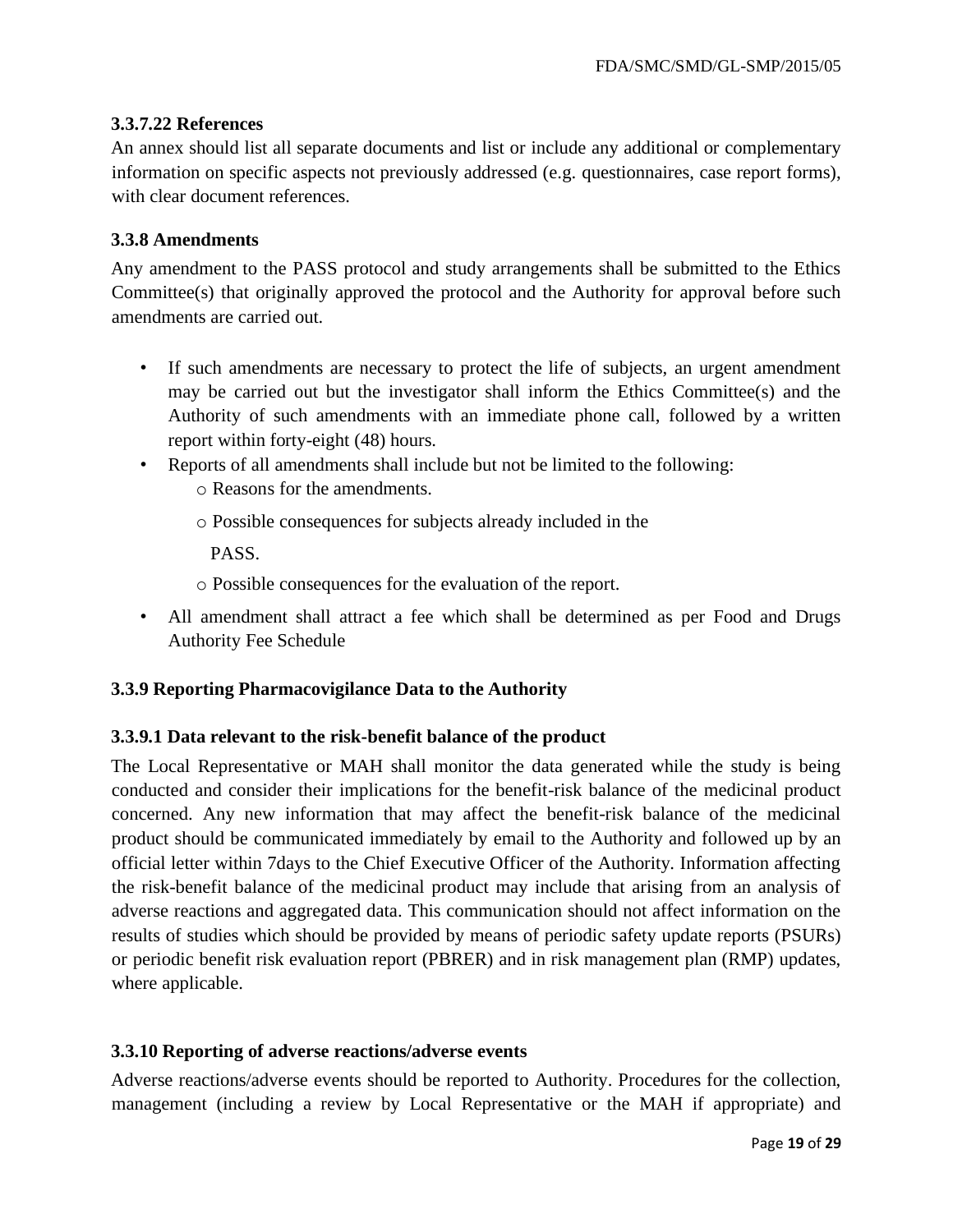#### 3.3.7.22 References

An annex should list all separate documents and list or include any additional or complementary information on specific aspects not previously addressed (e.g. questionnaires, case report forms), with clear document references.

### 3.3.8 Amendments

Any amendment to the PASS protocol and study arrangements shall be submitted to the Ethics Committee(s) that originally approved the protocol and the Authority for approval before such amendments are carried out.

- If such amendments are necessary to protect the life of subjects, an urgent amendment may be carried out but the investigator shall inform the Ethics Committee(s) and the Authority of such amendments with an immediate phone call, followed by a written report within forty-eight (48) hours.
- Reports of all amendments shall include but not be limited to the following:
  - Reasons for the amendments.
  - Possible consequences for subjects already included in the PASS.
  - Possible consequences for the evaluation of the report.
- All amendment shall attract a fee which shall be determined as per Food and Drugs Authority Fee Schedule

### 3.3.9 Reporting Pharmacovigilance Data to the Authority

#### 3.3.9.1 Data relevant to the risk-benefit balance of the product

The Local Representative or MAH shall monitor the data generated while the study is being conducted and consider their implications for the benefit-risk balance of the medicinal product concerned. Any new information that may affect the benefit-risk balance of the medicinal product should be communicated immediately by email to the Authority and followed up by an official letter within 7days to the Chief Executive Officer of the Authority. Information affecting the risk-benefit balance of the medicinal product may include that arising from an analysis of adverse reactions and aggregated data. This communication should not affect information on the results of studies which should be provided by means of periodic safety update reports (PSURs) or periodic benefit risk evaluation report (PBRER) and in risk management plan (RMP) updates, where applicable.

### 3.3.10 Reporting of adverse reactions/adverse events

Adverse reactions/adverse events should be reported to Authority. Procedures for the collection, management (including a review by Local Representative or the MAH if appropriate) and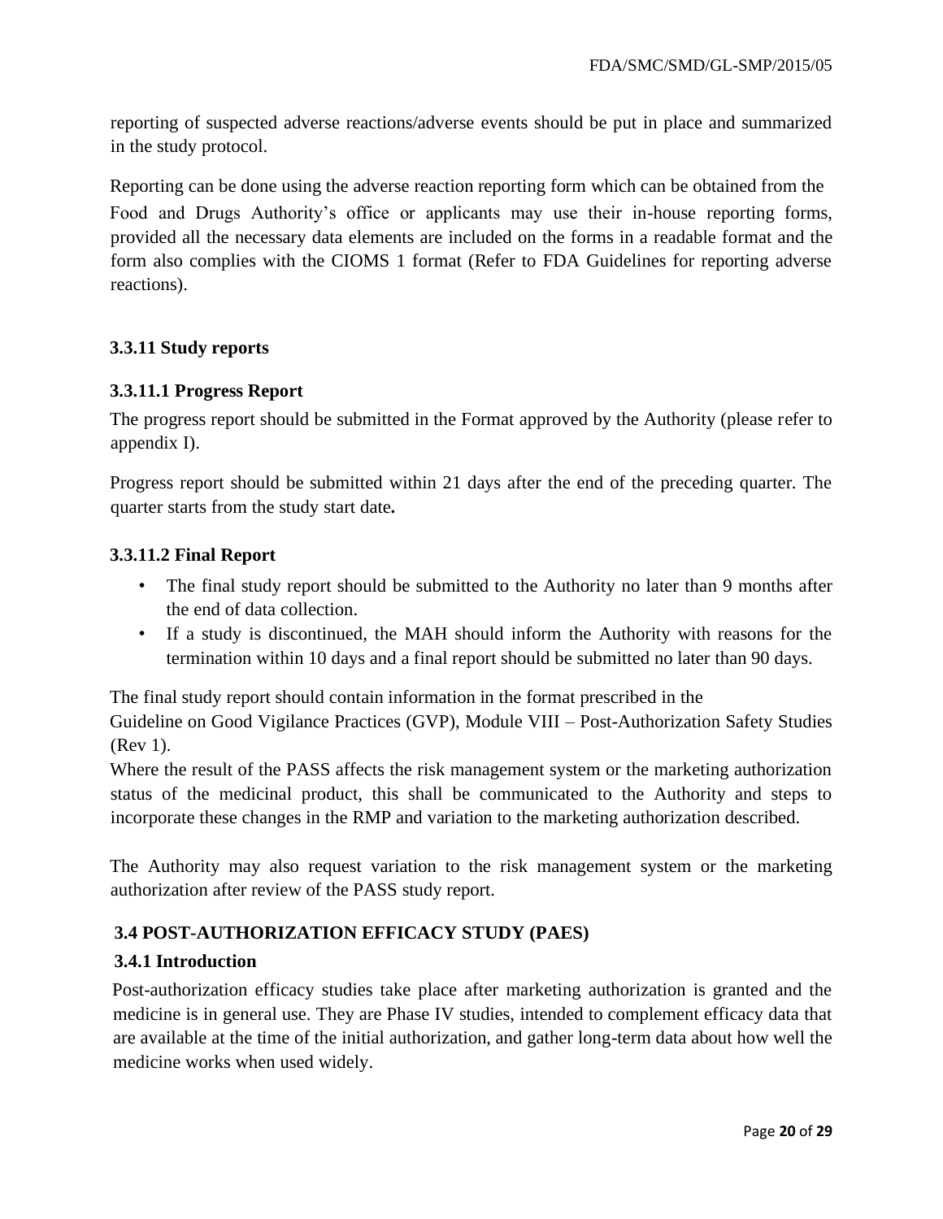reporting of suspected adverse reactions/adverse events should be put in place and summarized in the study protocol.

Reporting can be done using the adverse reaction reporting form which can be obtained from the Food and Drugs Authority's office or applicants may use their in-house reporting forms, provided all the necessary data elements are included on the forms in a readable format and the form also complies with the CIOMS 1 format (Refer to FDA Guidelines for reporting adverse reactions).

#### 3.3.11 Study reports

##### 3.3.11.1 Progress Report

The progress report should be submitted in the Format approved by the Authority (please refer to appendix I).

Progress report should be submitted within 21 days after the end of the preceding quarter. The quarter starts from the study start date**.**

##### 3.3.11.2 Final Report

- The final study report should be submitted to the Authority no later than 9 months after the end of data collection.
- If a study is discontinued, the MAH should inform the Authority with reasons for the termination within 10 days and a final report should be submitted no later than 90 days.

The final study report should contain information in the format prescribed in the Guideline on Good Vigilance Practices (GVP), Module VIII – Post-Authorization Safety Studies (Rev 1).

Where the result of the PASS affects the risk management system or the marketing authorization status of the medicinal product, this shall be communicated to the Authority and steps to incorporate these changes in the RMP and variation to the marketing authorization described.

The Authority may also request variation to the risk management system or the marketing authorization after review of the PASS study report.

### 3.4 POST-AUTHORIZATION EFFICACY STUDY (PAES)

#### 3.4.1 Introduction

Post-authorization efficacy studies take place after marketing authorization is granted and the medicine is in general use. They are Phase IV studies, intended to complement efficacy data that are available at the time of the initial authorization, and gather long-term data about how well the medicine works when used widely.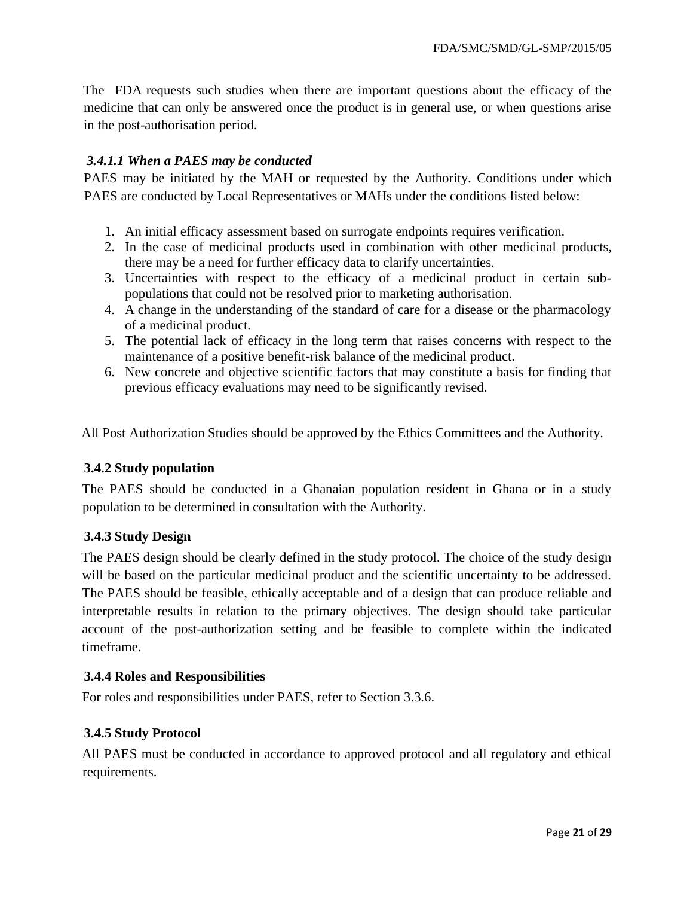The FDA requests such studies when there are important questions about the efficacy of the medicine that can only be answered once the product is in general use, or when questions arise in the post-authorisation period.

#### *3.4.1.1 When a PAES may be conducted*

PAES may be initiated by the MAH or requested by the Authority. Conditions under which PAES are conducted by Local Representatives or MAHs under the conditions listed below:

1. An initial efficacy assessment based on surrogate endpoints requires verification.
2. In the case of medicinal products used in combination with other medicinal products, there may be a need for further efficacy data to clarify uncertainties.
3. Uncertainties with respect to the efficacy of a medicinal product in certain sub-populations that could not be resolved prior to marketing authorisation.
4. A change in the understanding of the standard of care for a disease or the pharmacology of a medicinal product.
5. The potential lack of efficacy in the long term that raises concerns with respect to the maintenance of a positive benefit-risk balance of the medicinal product.
6. New concrete and objective scientific factors that may constitute a basis for finding that previous efficacy evaluations may need to be significantly revised.

All Post Authorization Studies should be approved by the Ethics Committees and the Authority.

### 3.4.2 Study population

The PAES should be conducted in a Ghanaian population resident in Ghana or in a study population to be determined in consultation with the Authority.

### 3.4.3 Study Design

The PAES design should be clearly defined in the study protocol. The choice of the study design will be based on the particular medicinal product and the scientific uncertainty to be addressed. The PAES should be feasible, ethically acceptable and of a design that can produce reliable and interpretable results in relation to the primary objectives. The design should take particular account of the post-authorization setting and be feasible to complete within the indicated timeframe.

### 3.4.4 Roles and Responsibilities

For roles and responsibilities under PAES, refer to Section 3.3.6.

### 3.4.5 Study Protocol

All PAES must be conducted in accordance to approved protocol and all regulatory and ethical requirements.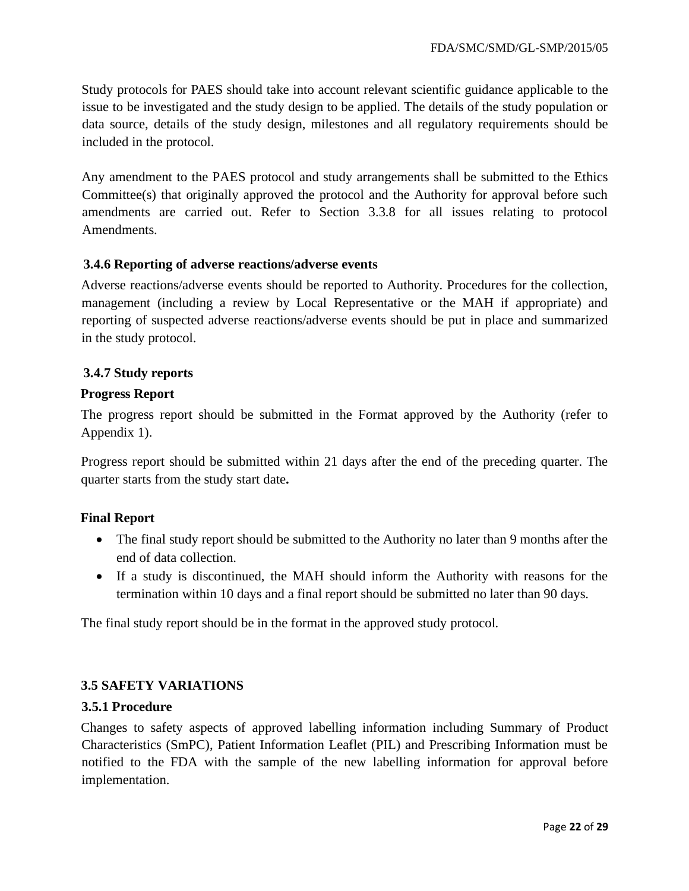Study protocols for PAES should take into account relevant scientific guidance applicable to the issue to be investigated and the study design to be applied. The details of the study population or data source, details of the study design, milestones and all regulatory requirements should be included in the protocol.

Any amendment to the PAES protocol and study arrangements shall be submitted to the Ethics Committee(s) that originally approved the protocol and the Authority for approval before such amendments are carried out. Refer to Section 3.3.8 for all issues relating to protocol Amendments.

### 3.4.6 Reporting of adverse reactions/adverse events

Adverse reactions/adverse events should be reported to Authority. Procedures for the collection, management (including a review by Local Representative or the MAH if appropriate) and reporting of suspected adverse reactions/adverse events should be put in place and summarized in the study protocol.

### 3.4.7 Study reports

**Progress Report**

The progress report should be submitted in the Format approved by the Authority (refer to Appendix 1).

Progress report should be submitted within 21 days after the end of the preceding quarter. The quarter starts from the study start date**.**

**Final Report**

- The final study report should be submitted to the Authority no later than 9 months after the end of data collection.
- If a study is discontinued, the MAH should inform the Authority with reasons for the termination within 10 days and a final report should be submitted no later than 90 days.

The final study report should be in the format in the approved study protocol.

## 3.5 SAFETY VARIATIONS

### 3.5.1 Procedure

Changes to safety aspects of approved labelling information including Summary of Product Characteristics (SmPC), Patient Information Leaflet (PIL) and Prescribing Information must be notified to the FDA with the sample of the new labelling information for approval before implementation.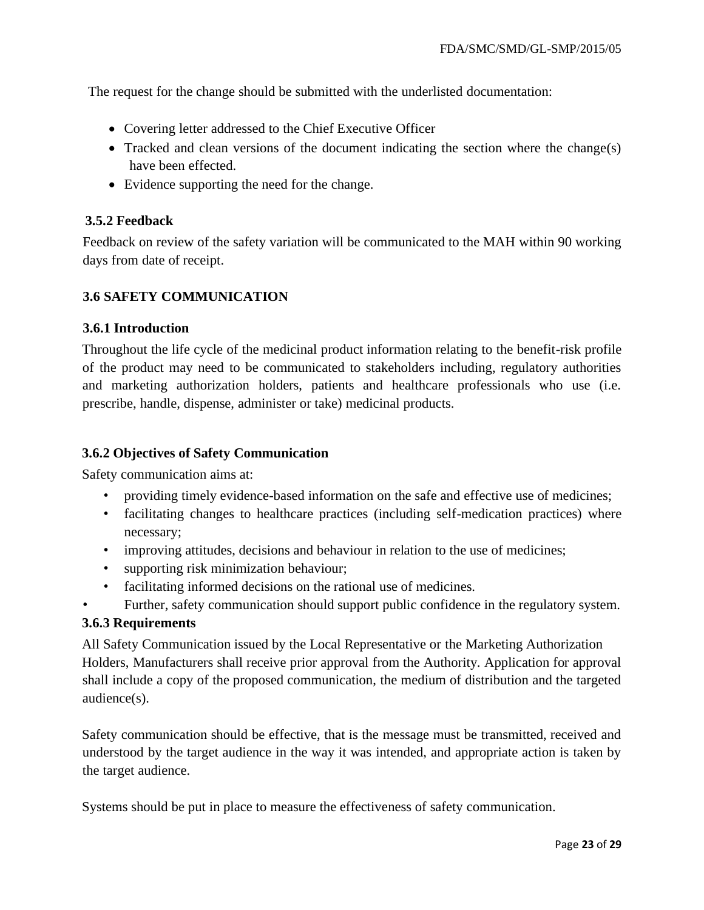The request for the change should be submitted with the underlisted documentation:

- Covering letter addressed to the Chief Executive Officer
- Tracked and clean versions of the document indicating the section where the change(s) have been effected.
- Evidence supporting the need for the change.

### 3.5.2 Feedback

Feedback on review of the safety variation will be communicated to the MAH within 90 working days from date of receipt.

## 3.6 SAFETY COMMUNICATION

### 3.6.1 Introduction

Throughout the life cycle of the medicinal product information relating to the benefit-risk profile of the product may need to be communicated to stakeholders including, regulatory authorities and marketing authorization holders, patients and healthcare professionals who use (i.e. prescribe, handle, dispense, administer or take) medicinal products.

### 3.6.2 Objectives of Safety Communication

Safety communication aims at:

- providing timely evidence-based information on the safe and effective use of medicines;
- facilitating changes to healthcare practices (including self-medication practices) where necessary;
- improving attitudes, decisions and behaviour in relation to the use of medicines;
- supporting risk minimization behaviour;
- facilitating informed decisions on the rational use of medicines.
- Further, safety communication should support public confidence in the regulatory system.

### 3.6.3 Requirements

All Safety Communication issued by the Local Representative or the Marketing Authorization Holders, Manufacturers shall receive prior approval from the Authority. Application for approval shall include a copy of the proposed communication, the medium of distribution and the targeted audience(s).

Safety communication should be effective, that is the message must be transmitted, received and understood by the target audience in the way it was intended, and appropriate action is taken by the target audience.

Systems should be put in place to measure the effectiveness of safety communication.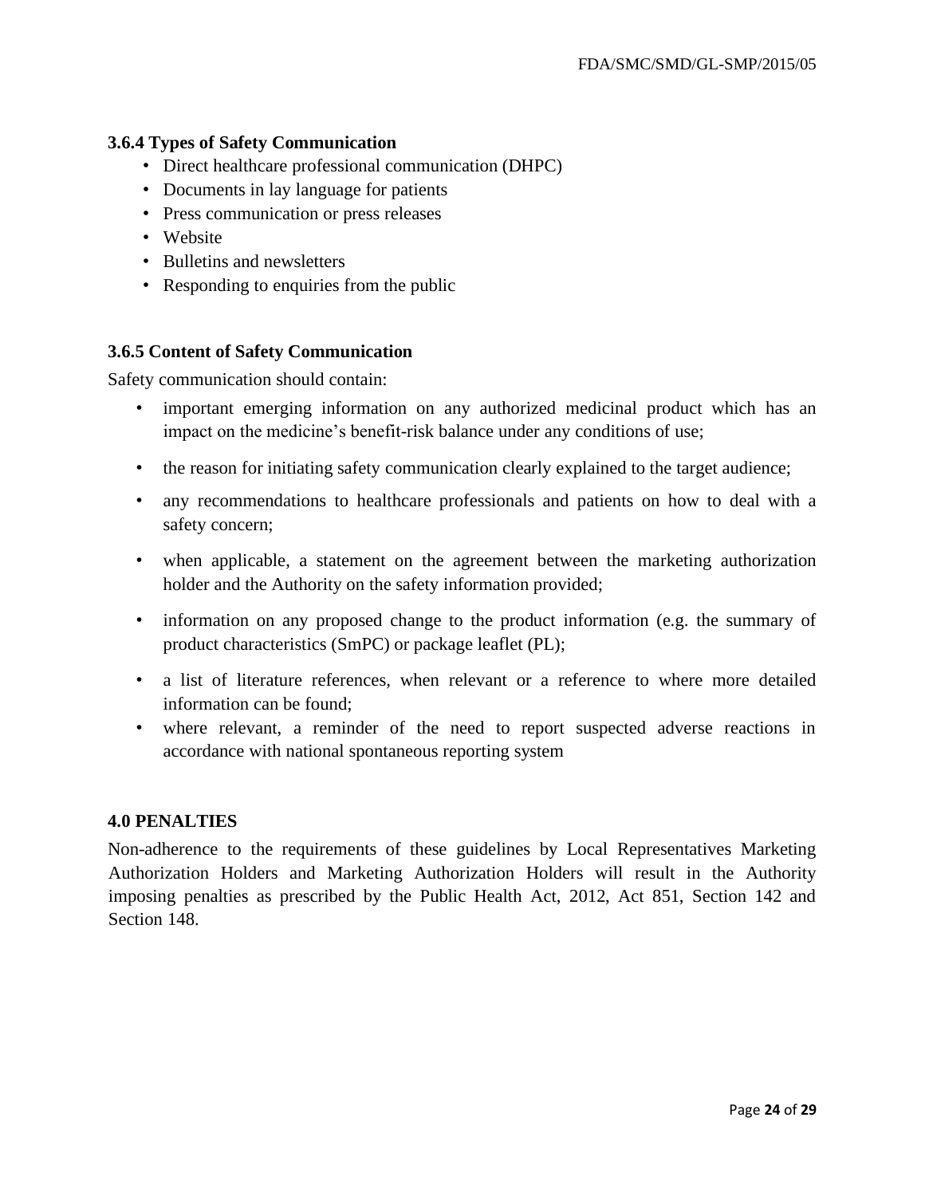### 3.6.4 Types of Safety Communication

- Direct healthcare professional communication (DHPC)
- Documents in lay language for patients
- Press communication or press releases
- Website
- Bulletins and newsletters
- Responding to enquiries from the public

### 3.6.5 Content of Safety Communication

Safety communication should contain:

- important emerging information on any authorized medicinal product which has an impact on the medicine's benefit-risk balance under any conditions of use;
- the reason for initiating safety communication clearly explained to the target audience;
- any recommendations to healthcare professionals and patients on how to deal with a safety concern;
- when applicable, a statement on the agreement between the marketing authorization holder and the Authority on the safety information provided;
- information on any proposed change to the product information (e.g. the summary of product characteristics (SmPC) or package leaflet (PL);
- a list of literature references, when relevant or a reference to where more detailed information can be found;
- where relevant, a reminder of the need to report suspected adverse reactions in accordance with national spontaneous reporting system

## 4.0 PENALTIES

Non-adherence to the requirements of these guidelines by Local Representatives Marketing Authorization Holders and Marketing Authorization Holders will result in the Authority imposing penalties as prescribed by the Public Health Act, 2012, Act 851, Section 142 and Section 148.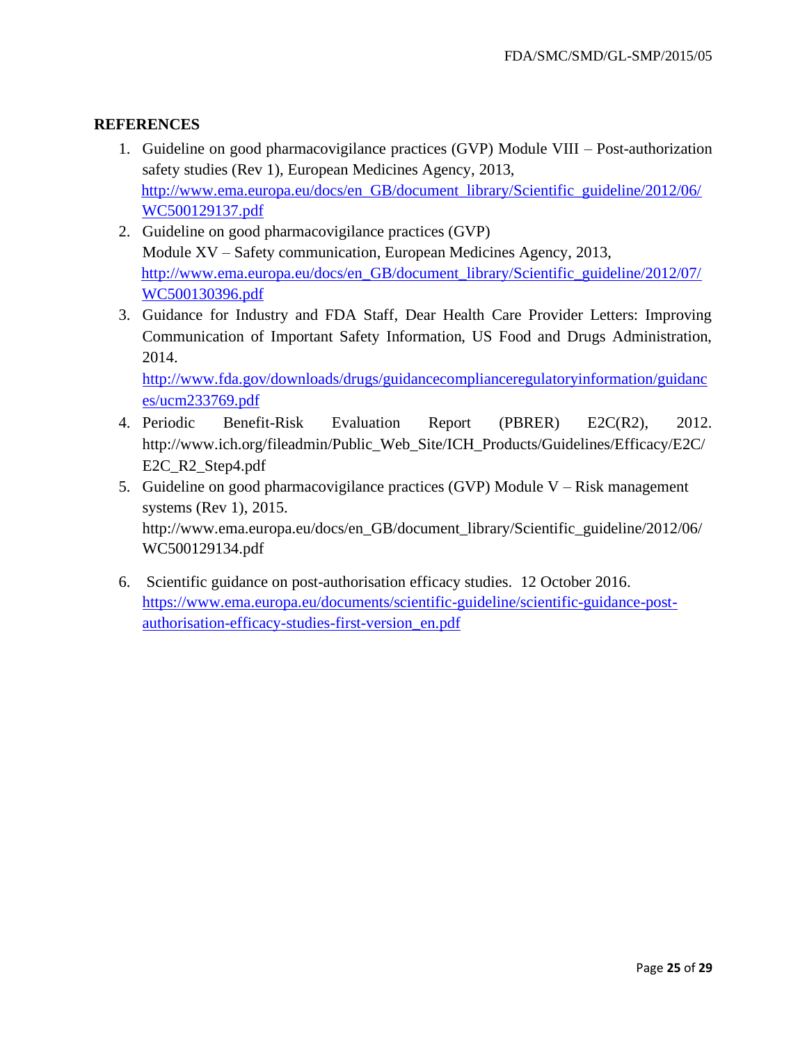## REFERENCES

1. Guideline on good pharmacovigilance practices (GVP) Module VIII – Post-authorization safety studies (Rev 1), European Medicines Agency, 2013, http://www.ema.europa.eu/docs/en_GB/document_library/Scientific_guideline/2012/06/WC500129137.pdf
2. Guideline on good pharmacovigilance practices (GVP) Module XV – Safety communication, European Medicines Agency, 2013, http://www.ema.europa.eu/docs/en_GB/document_library/Scientific_guideline/2012/07/WC500130396.pdf
3. Guidance for Industry and FDA Staff, Dear Health Care Provider Letters: Improving Communication of Important Safety Information, US Food and Drugs Administration, 2014. http://www.fda.gov/downloads/drugs/guidancecomplianceregulatoryinformation/guidances/ucm233769.pdf
4. Periodic Benefit-Risk Evaluation Report (PBRER) E2C(R2), 2012. http://www.ich.org/fileadmin/Public_Web_Site/ICH_Products/Guidelines/Efficacy/E2C/E2C_R2_Step4.pdf
5. Guideline on good pharmacovigilance practices (GVP) Module V – Risk management systems (Rev 1), 2015. http://www.ema.europa.eu/docs/en_GB/document_library/Scientific_guideline/2012/06/WC500129134.pdf
6. Scientific guidance on post-authorisation efficacy studies. 12 October 2016. https://www.ema.europa.eu/documents/scientific-guideline/scientific-guidance-post-authorisation-efficacy-studies-first-version_en.pdf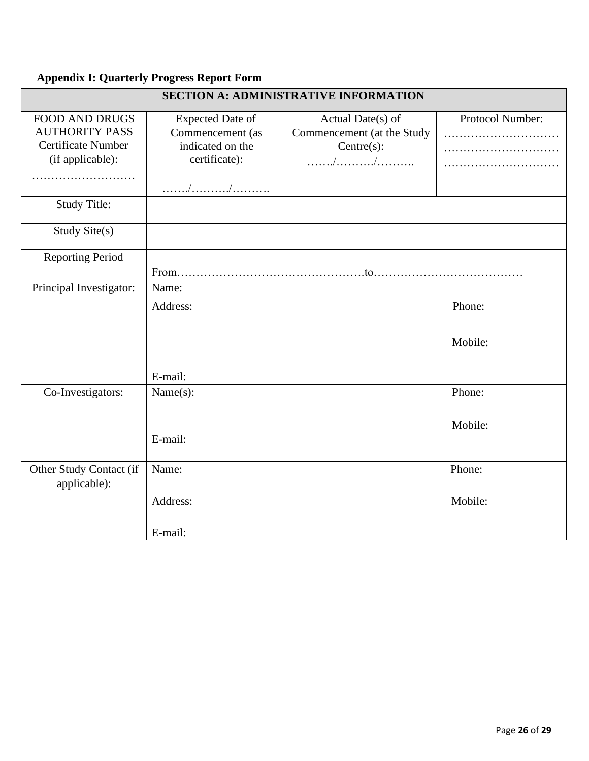**Appendix I: Quarterly Progress Report Form**

| SECTION A: ADMINISTRATIVE INFORMATION | | | |
|---|---|---|---|
| FOOD AND DRUGS AUTHORITY PASS Certificate Number (if applicable): ……………………… | Expected Date of Commencement (as indicated on the certificate): ……./………./………. | Actual Date(s) of Commencement (at the Study Centre(s): ……./………./………. | Protocol Number: ………………………… ………………………… ………………………… |
| Study Title: | | | |
| Study Site(s) | | | |
| Reporting Period | From…………………………………………to………………………………… | | |
| Principal Investigator: | Name:<br>Address:<br>E-mail: | | Phone:<br>Mobile: |
| Co-Investigators: | Name(s):<br>E-mail: | | Phone:<br>Mobile: |
| Other Study Contact (if applicable): | Name:<br>Address:<br>E-mail: | | Phone:<br>Mobile: |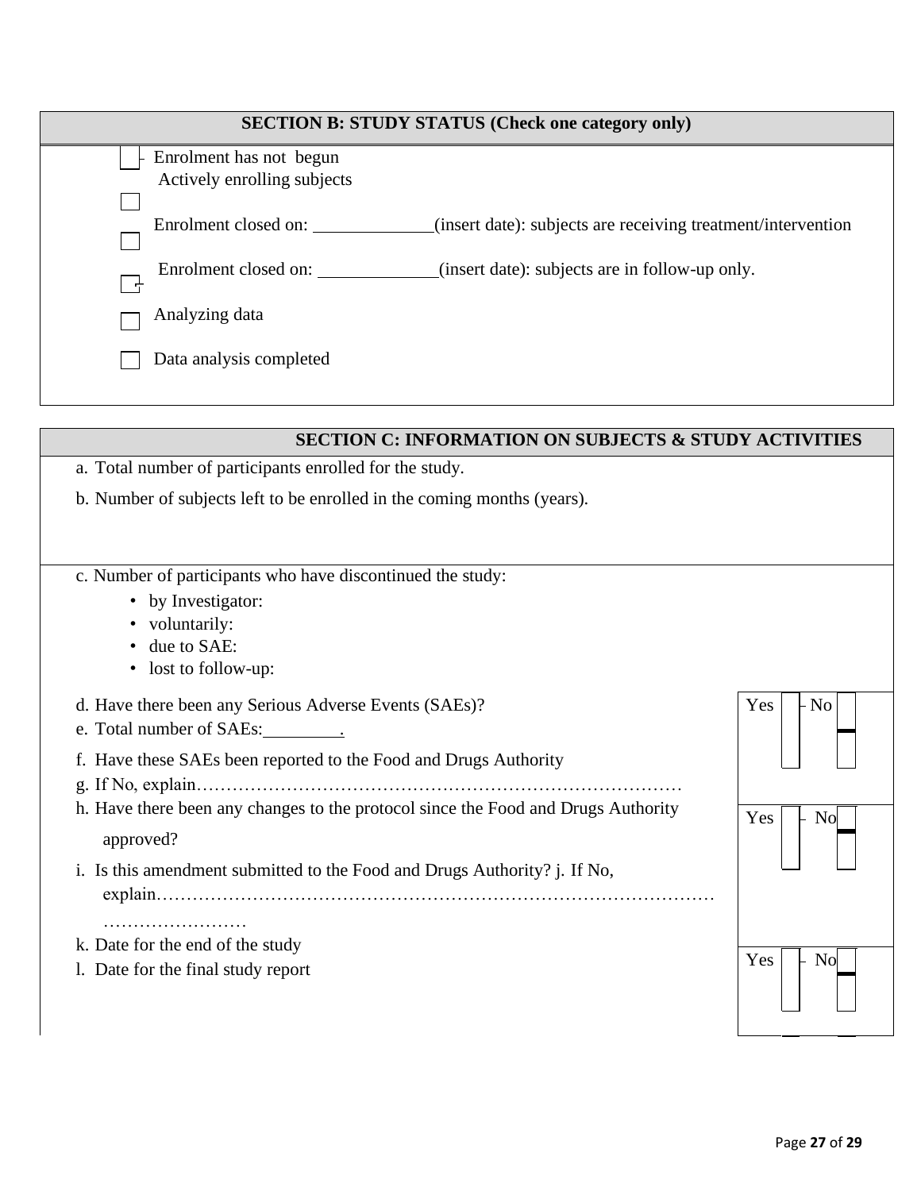## SECTION B: STUDY STATUS (Check one category only)

☐ Enrolment has not begun

☐ Actively enrolling subjects

☐ Enrolment closed on: ____________(insert date): subjects are receiving treatment/intervention

☐ Enrolment closed on: ____________(insert date): subjects are in follow-up only.

☐ Analyzing data

☐ Data analysis completed

## SECTION C: INFORMATION ON SUBJECTS & STUDY ACTIVITIES

a. Total number of participants enrolled for the study.

b. Number of subjects left to be enrolled in the coming months (years).

c. Number of participants who have discontinued the study:

- by Investigator:
- voluntarily:
- due to SAE:
- lost to follow-up:

d. Have there been any Serious Adverse Events (SAEs)? Yes ☐ No ☐

e. Total number of SAEs:________.

f. Have these SAEs been reported to the Food and Drugs Authority

g. If No, explain………………………………………………………………………

h. Have there been any changes to the protocol since the Food and Drugs Authority approved? Yes ☐ No ☐

i. Is this amendment submitted to the Food and Drugs Authority? j. If No, explain………………………………………………………………………………… ……………………

k. Date for the end of the study

l. Date for the final study report Yes ☐ No ☐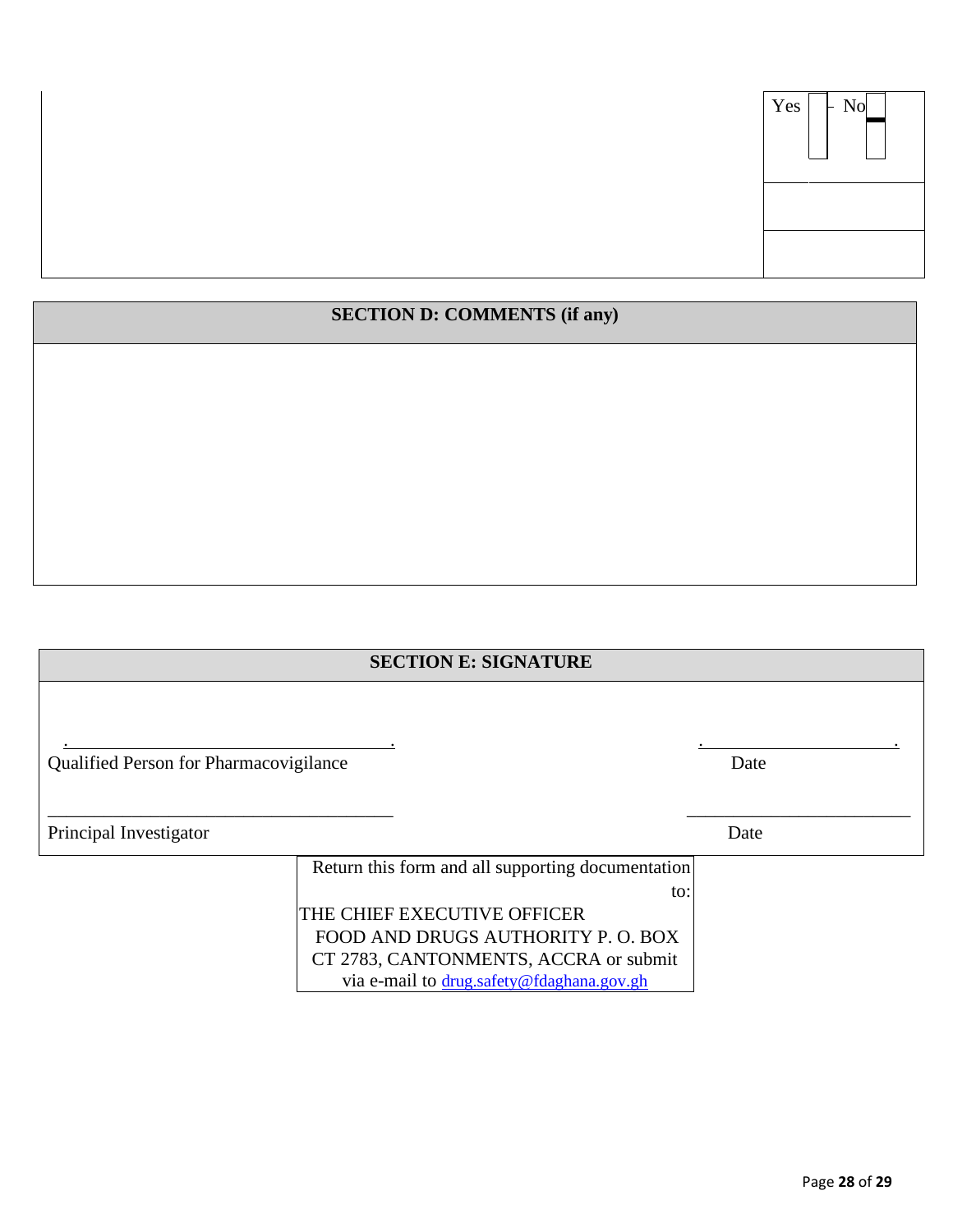| | Yes ☐ No ☐ |
|---|---|
| | |
| | |

## SECTION D: COMMENTS (if any)

## SECTION E: SIGNATURE

______________________________ ______________________

Qualified Person for Pharmacovigilance Date

______________________________ ______________________

Principal Investigator Date

Return this form and all supporting documentation to:

THE CHIEF EXECUTIVE OFFICER
FOOD AND DRUGS AUTHORITY P. O. BOX CT 2783, CANTONMENTS, ACCRA or submit via e-mail to drug.safety@fdaghana.gov.gh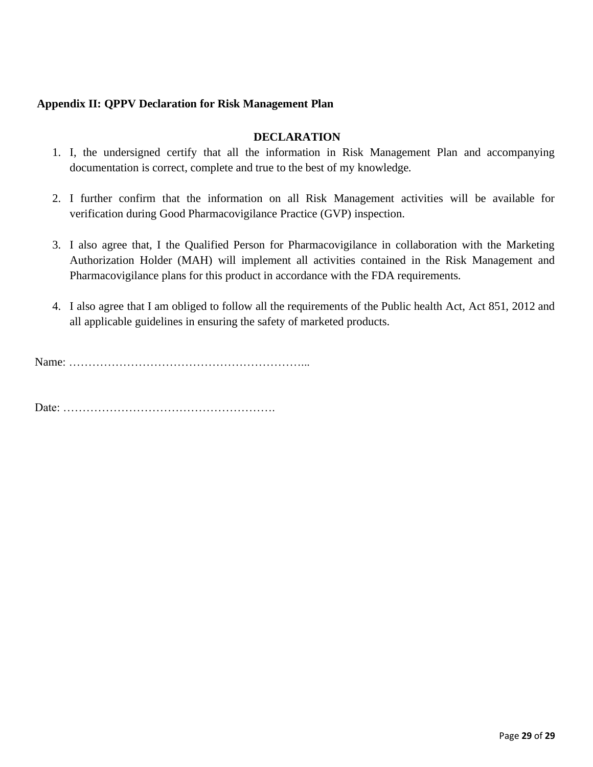**Appendix II: QPPV Declaration for Risk Management Plan**

**DECLARATION**

1. I, the undersigned certify that all the information in Risk Management Plan and accompanying documentation is correct, complete and true to the best of my knowledge.

2. I further confirm that the information on all Risk Management activities will be available for verification during Good Pharmacovigilance Practice (GVP) inspection.

3. I also agree that, I the Qualified Person for Pharmacovigilance in collaboration with the Marketing Authorization Holder (MAH) will implement all activities contained in the Risk Management and Pharmacovigilance plans for this product in accordance with the FDA requirements.

4. I also agree that I am obliged to follow all the requirements of the Public health Act, Act 851, 2012 and all applicable guidelines in ensuring the safety of marketed products.

Name: ……………………………………………………...

Date: ……………………………………………….